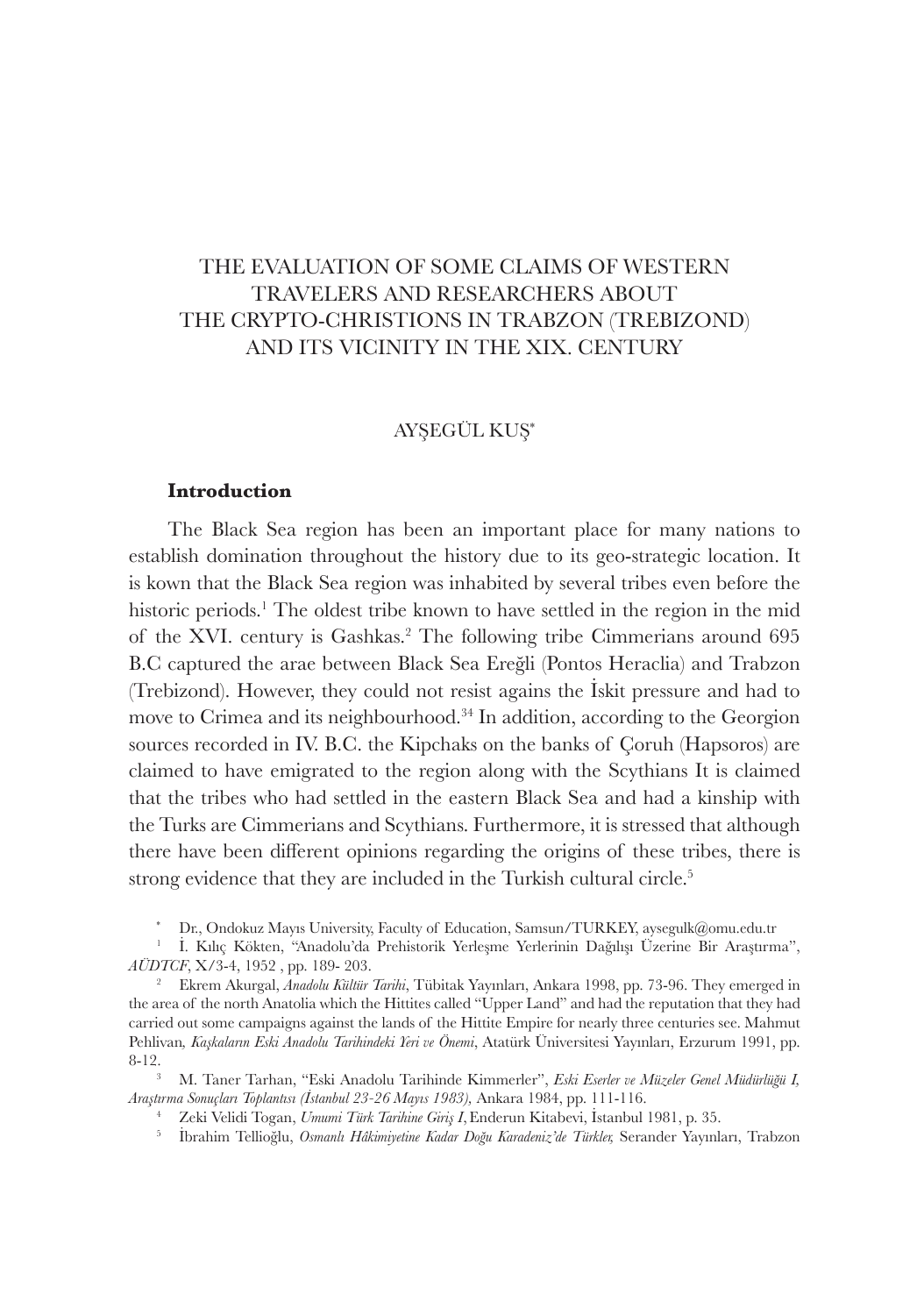# THE EVALUATION OF SOME CLAIMS OF WESTERN TRAVELERS AND RESEARCHERS ABOUT THE CRYPTO-CHRISTIONS IN TRABZON (TREBIZOND) AND ITS VICINITY IN THE XIX. CENTURY

AYŞEGÜL KUŞ[*]

## Introduction

The Black Sea region has been an important place for many nations to establish domination throughout the history due to its geo-strategic location. It is kown that the Black Sea region was inhabited by several tribes even before the historic periods.[1] The oldest tribe known to have settled in the region in the mid of the XVI. century is Gashkas.[2] The following tribe Cimmerians around 695 B.C captured the arae between Black Sea Ereğli (Pontos Heraclia) and Trabzon (Trebizond). However, they could not resist agains the İskit pressure and had to move to Crimea and its neighbourhood.[3][4] In addition, according to the Georgion sources recorded in IV. B.C. the Kipchaks on the banks of Çoruh (Hapsoros) are claimed to have emigrated to the region along with the Scythians It is claimed that the tribes who had settled in the eastern Black Sea and had a kinship with the Turks are Cimmerians and Scythians. Furthermore, it is stressed that although there have been different opinions regarding the origins of these tribes, there is strong evidence that they are included in the Turkish cultural circle.[5]

---

[*] Dr., Ondokuz Mayıs University, Faculty of Education, Samsun/TURKEY, aysegulk@omu.edu.tr

[1] İ. Kılıç Kökten, "Anadolu'da Prehistorik Yerleşme Yerlerinin Dağılışı Üzerine Bir Araştırma", *AÜDTCF*, X/3-4, 1952 , pp. 189- 203.

[2] Ekrem Akurgal, *Anadolu Kültür Tarihi*, Tübitak Yayınları, Ankara 1998, pp. 73-96. They emerged in the area of the north Anatolia which the Hittites called "Upper Land" and had the reputation that they had carried out some campaigns against the lands of the Hittite Empire for nearly three centuries see. Mahmut Pehlivan*, Kaşkaların Eski Anadolu Tarihindeki Yeri ve Önemi*, Atatürk Üniversitesi Yayınları, Erzurum 1991, pp. 8-12.

[3] M. Taner Tarhan, "Eski Anadolu Tarihinde Kimmerler", *Eski Eserler ve Müzeler Genel Müdürlüğü I, Araştırma Sonuçları Toplantısı (İstanbul 23-26 Mayıs 1983),* Ankara 1984, pp. 111-116.

[4] Zeki Velidi Togan, *Umumi Türk Tarihine Giriş I*, Enderun Kitabevi, İstanbul 1981, p. 35.

[5] İbrahim Tellioğlu, *Osmanlı Hâkimiyetine Kadar Doğu Karadeniz'de Türkler,* Serander Yayınları, Trabzon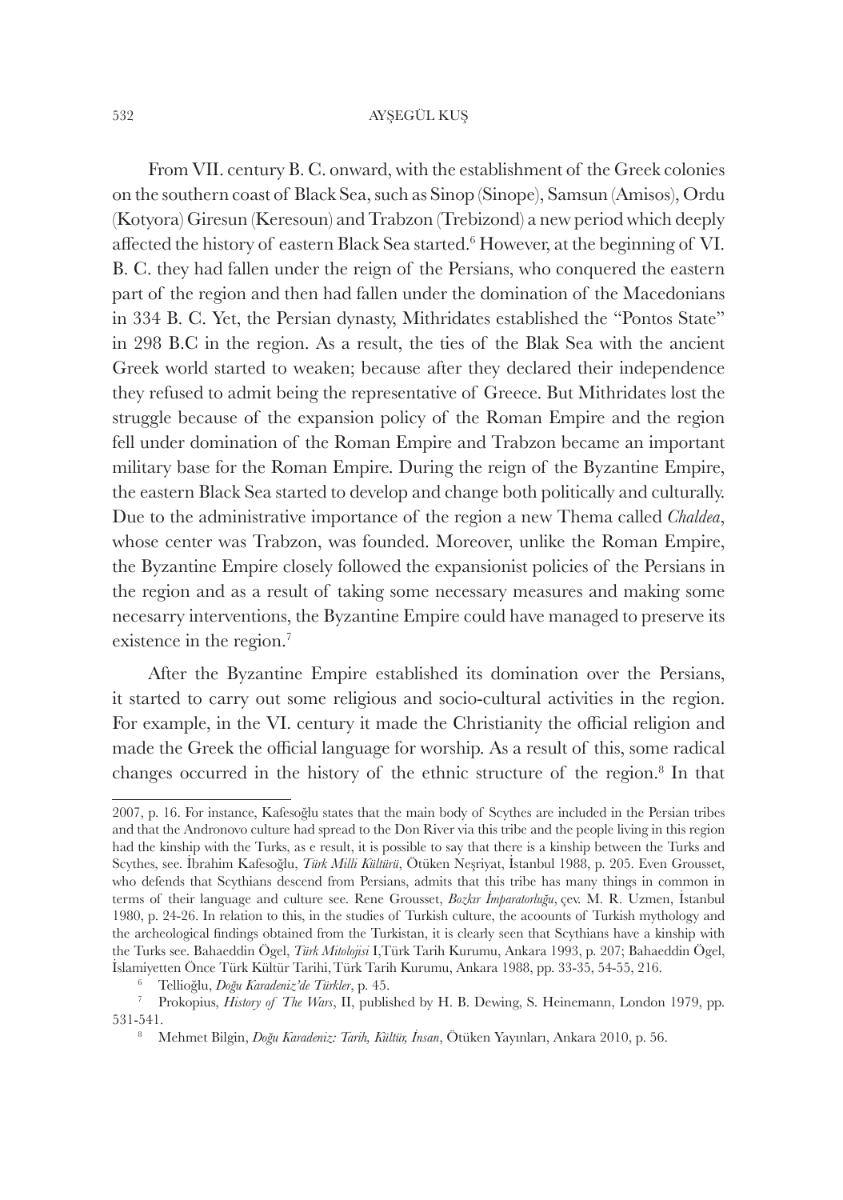From VII. century B. C. onward, with the establishment of the Greek colonies on the southern coast of Black Sea, such as Sinop (Sinope), Samsun (Amisos), Ordu (Kotyora) Giresun (Keresoun) and Trabzon (Trebizond) a new period which deeply affected the history of eastern Black Sea started.[6] However, at the beginning of VI. B. C. they had fallen under the reign of the Persians, who conquered the eastern part of the region and then had fallen under the domination of the Macedonians in 334 B. C. Yet, the Persian dynasty, Mithridates established the "Pontos State" in 298 B.C in the region. As a result, the ties of the Blak Sea with the ancient Greek world started to weaken; because after they declared their independence they refused to admit being the representative of Greece. But Mithridates lost the struggle because of the expansion policy of the Roman Empire and the region fell under domination of the Roman Empire and Trabzon became an important military base for the Roman Empire. During the reign of the Byzantine Empire, the eastern Black Sea started to develop and change both politically and culturally. Due to the administrative importance of the region a new Thema called *Chaldea*, whose center was Trabzon, was founded. Moreover, unlike the Roman Empire, the Byzantine Empire closely followed the expansionist policies of the Persians in the region and as a result of taking some necessary measures and making some necesarry interventions, the Byzantine Empire could have managed to preserve its existence in the region.[7]

After the Byzantine Empire established its domination over the Persians, it started to carry out some religious and socio-cultural activities in the region. For example, in the VI. century it made the Christianity the official religion and made the Greek the official language for worship. As a result of this, some radical changes occurred in the history of the ethnic structure of the region.[8] In that

---

2007, p. 16. For instance, Kafesoğlu states that the main body of Scythes are included in the Persian tribes and that the Andronovo culture had spread to the Don River via this tribe and the people living in this region had the kinship with the Turks, as e result, it is possible to say that there is a kinship between the Turks and Scythes, see. İbrahim Kafesoğlu, *Türk Milli Kültürü*, Ötüken Neşriyat, İstanbul 1988, p. 205. Even Grousset, who defends that Scythians descend from Persians, admits that this tribe has many things in common in terms of their language and culture see. Rene Grousset, *Bozkır İmparatorluğu*, çev. M. R. Uzmen, İstanbul 1980, p. 24-26. In relation to this, in the studies of Turkish culture, the acoounts of Turkish mythology and the archeological findings obtained from the Turkistan, it is clearly seen that Scythians have a kinship with the Turks see. Bahaeddin Ögel, *Türk Mitolojisi* I,Türk Tarih Kurumu, Ankara 1993, p. 207; Bahaeddin Ögel, İslamiyetten Önce Türk Kültür Tarihi, Türk Tarih Kurumu, Ankara 1988, pp. 33-35, 54-55, 216.

[6] Tellioğlu, *Doğu Karadeniz'de Türkler*, p. 45.

[7] Prokopius, *History of The Wars*, II, published by H. B. Dewing, S. Heinemann, London 1979, pp. 531-541.

[8] Mehmet Bilgin, *Doğu Karadeniz: Tarih, Kültür, İnsan*, Ötüken Yayınları, Ankara 2010, p. 56.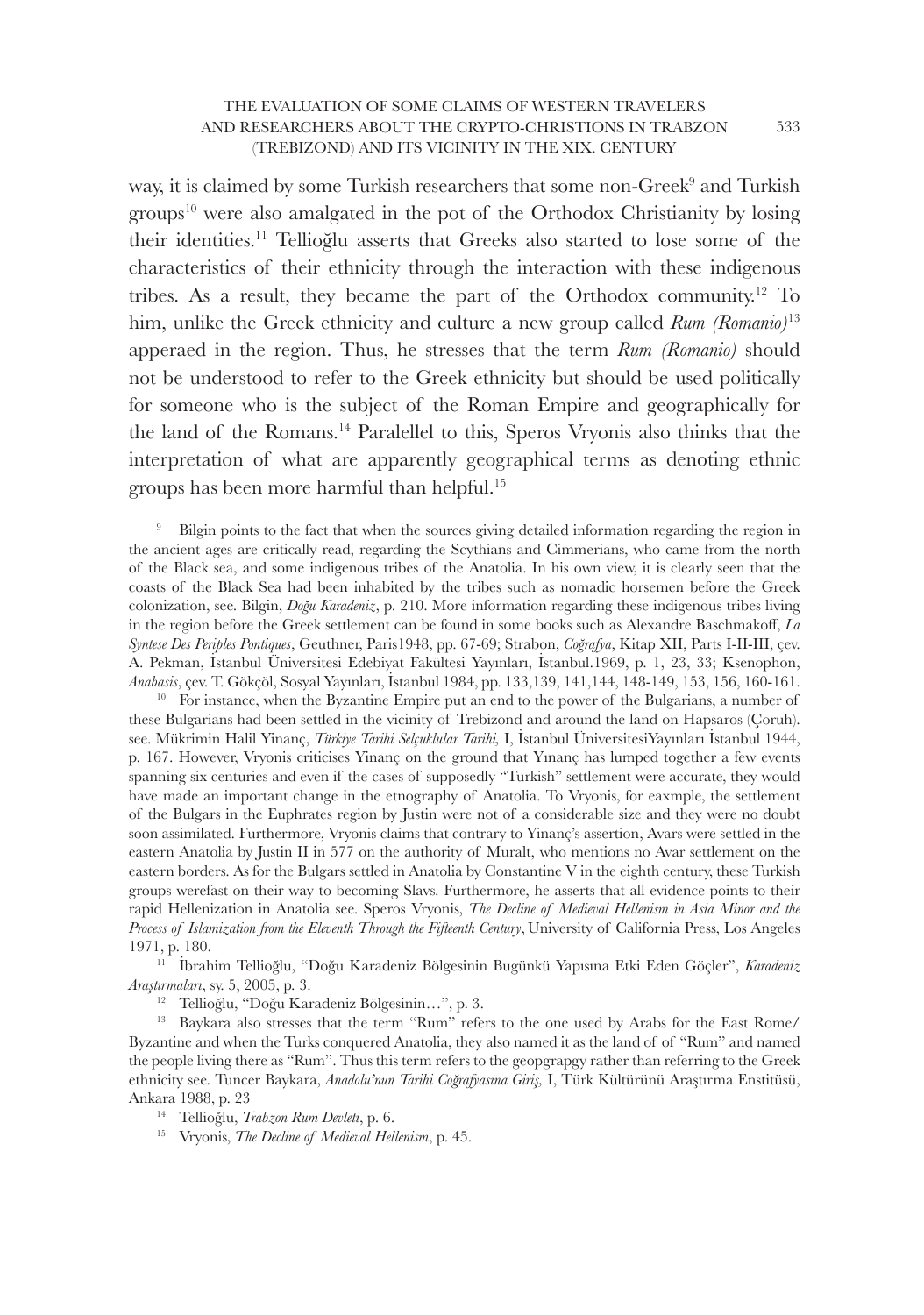way, it is claimed by some Turkish researchers that some non-Greek[9] and Turkish groups[10] were also amalgated in the pot of the Orthodox Christianity by losing their identities.[11] Tellioğlu asserts that Greeks also started to lose some of the characteristics of their ethnicity through the interaction with these indigenous tribes. As a result, they became the part of the Orthodox community.[12] To him, unlike the Greek ethnicity and culture a new group called *Rum (Romanio)*[13] apperaed in the region. Thus, he stresses that the term *Rum (Romanio)* should not be understood to refer to the Greek ethnicity but should be used politically for someone who is the subject of the Roman Empire and geographically for the land of the Romans.[14] Paralelel to this, Speros Vryonis also thinks that the interpretation of what are apparently geographical terms as denoting ethnic groups has been more harmful than helpful.[15]

[9] Bilgin points to the fact that when the sources giving detailed information regarding the region in the ancient ages are critically read, regarding the Scythians and Cimmerians, who came from the north of the Black sea, and some indigenous tribes of the Anatolia. In his own view, it is clearly seen that the coasts of the Black Sea had been inhabited by the tribes such as nomadic horsemen before the Greek colonization, see. Bilgin, *Doğu Karadeniz*, p. 210. More information regarding these indigenous tribes living in the region before the Greek settlement can be found in some books such as Alexandre Baschmakoff, *La Syntese Des Periples Pontiques*, Geuthner, Paris1948, pp. 67-69; Strabon, *Coğrafya*, Kitap XII, Parts I-II-III, çev. A. Pekman, İstanbul Üniversitesi Edebiyat Fakültesi Yayınları, İstanbul.1969, p. 1, 23, 33; Ksenophon, *Anabasis*, çev. T. Gökçöl, Sosyal Yayınları, İstanbul 1984, pp. 133,139, 141,144, 148-149, 153, 156, 160-161.

[10] For instance, when the Byzantine Empire put an end to the power of the Bulgarians, a number of these Bulgarians had been settled in the vicinity of Trebizond and around the land on Hapsaros (Çoruh). see. Mükrimin Halil Yinanç, *Türkiye Tarihi Selçuklular Tarihi,* I, İstanbul ÜniversitesiYayınları İstanbul 1944, p. 167. However, Vryonis criticises Yinanç on the ground that Yınanç has lumped together a few events spanning six centuries and even if the cases of supposedly "Turkish" settlement were accurate, they would have made an important change in the etnography of Anatolia. To Vryonis, for eaxmple, the settlement of the Bulgars in the Euphrates region by Justin were not of a considerable size and they were no doubt soon assimilated. Furthermore, Vryonis claims that contrary to Yinanç's assertion, Avars were settled in the eastern Anatolia by Justin II in 577 on the authority of Muralt, who mentions no Avar settlement on the eastern borders. As for the Bulgars settled in Anatolia by Constantine V in the eighth century, these Turkish groups werefast on their way to becoming Slavs. Furthermore, he asserts that all evidence points to their rapid Hellenization in Anatolia see. Speros Vryonis, *The Decline of Medieval Hellenism in Asia Minor and the Process of Islamization from the Eleventh Through the Fifteenth Century*, University of California Press, Los Angeles 1971, p. 180.

[11] İbrahim Tellioğlu, "Doğu Karadeniz Bölgesinin Bugünkü Yapısına Etki Eden Göçler", *Karadeniz Araştırmaları*, sy. 5, 2005, p. 3.

[12] Tellioğlu, "Doğu Karadeniz Bölgesinin…", p. 3.

[13] Baykara also stresses that the term "Rum" refers to the one used by Arabs for the East Rome/ Byzantine and when the Turks conquered Anatolia, they also named it as the land of of "Rum" and named the people living there as "Rum". Thus this term refers to the geopgrapgy rather than referring to the Greek ethnicity see. Tuncer Baykara, *Anadolu'nun Tarihi Coğrafyasına Giriş,* I, Türk Kültürünü Araştırma Enstitüsü, Ankara 1988, p. 23

[14] Tellioğlu, *Trabzon Rum Devleti*, p. 6.

[15] Vryonis, *The Decline of Medieval Hellenism*, p. 45.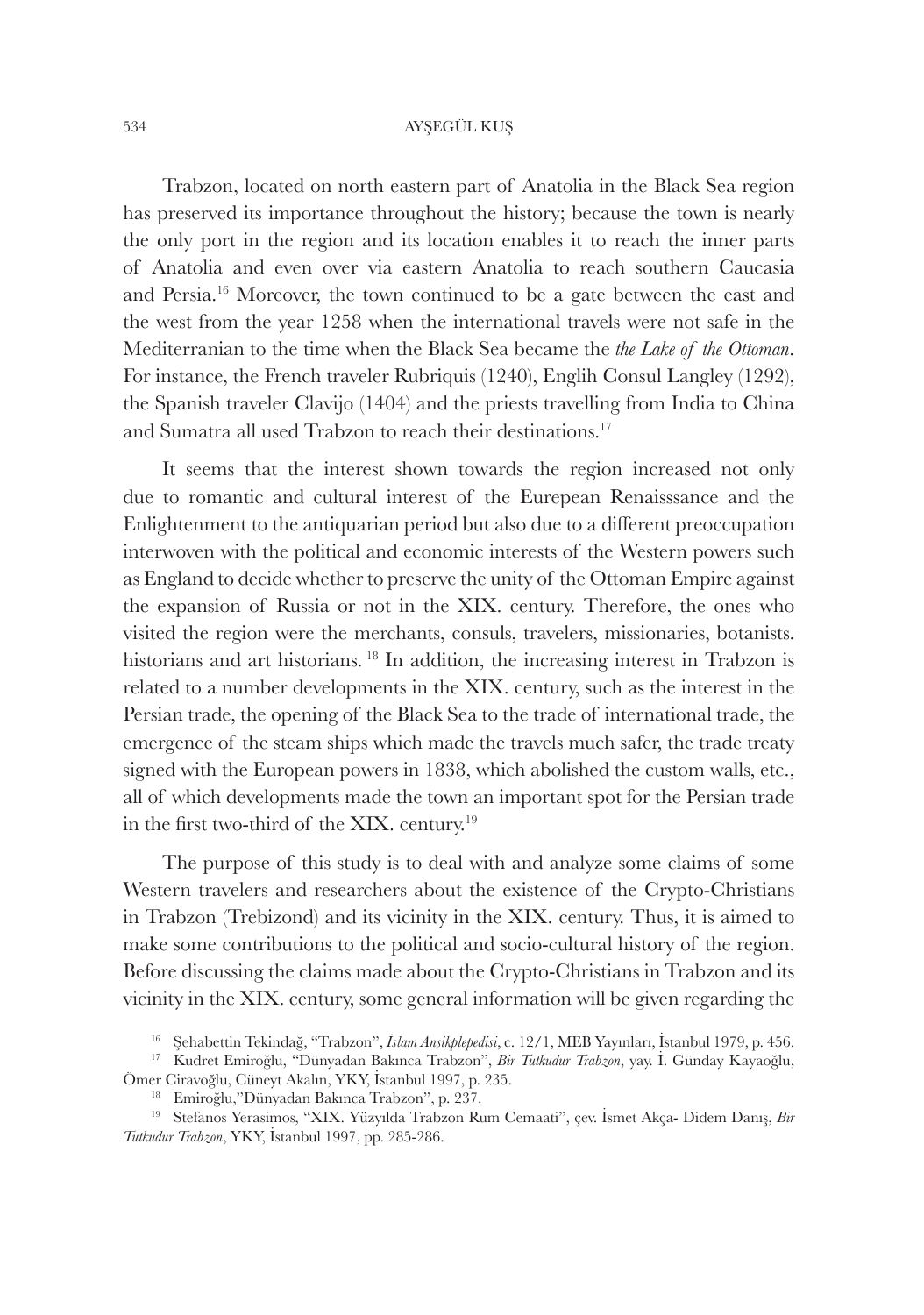Trabzon, located on north eastern part of Anatolia in the Black Sea region has preserved its importance throughout the history; because the town is nearly the only port in the region and its location enables it to reach the inner parts of Anatolia and even over via eastern Anatolia to reach southern Caucasia and Persia.[16] Moreover, the town continued to be a gate between the east and the west from the year 1258 when the international travels were not safe in the Mediterranian to the time when the Black Sea became the *the Lake of the Ottoman*. For instance, the French traveler Rubriquis (1240), Englih Consul Langley (1292), the Spanish traveler Clavijo (1404) and the priests travelling from India to China and Sumatra all used Trabzon to reach their destinations.[17]

It seems that the interest shown towards the region increased not only due to romantic and cultural interest of the Eurepean Renaisssance and the Enlightenment to the antiquarian period but also due to a different preoccupation interwoven with the political and economic interests of the Western powers such as England to decide whether to preserve the unity of the Ottoman Empire against the expansion of Russia or not in the XIX. century. Therefore, the ones who visited the region were the merchants, consuls, travelers, missionaries, botanists. historians and art historians. [18] In addition, the increasing interest in Trabzon is related to a number developments in the XIX. century, such as the interest in the Persian trade, the opening of the Black Sea to the trade of international trade, the emergence of the steam ships which made the travels much safer, the trade treaty signed with the European powers in 1838, which abolished the custom walls, etc., all of which developments made the town an important spot for the Persian trade in the first two-third of the XIX. century.[19]

The purpose of this study is to deal with and analyze some claims of some Western travelers and researchers about the existence of the Crypto-Christians in Trabzon (Trebizond) and its vicinity in the XIX. century. Thus, it is aimed to make some contributions to the political and socio-cultural history of the region. Before discussing the claims made about the Crypto-Christians in Trabzon and its vicinity in the XIX. century, some general information will be given regarding the

[16] Şehabettin Tekindağ, "Trabzon", *İslam Ansikplepedisi*, c. 12/1, MEB Yayınları, İstanbul 1979, p. 456.

[17] Kudret Emiroğlu, "Dünyadan Bakınca Trabzon", *Bir Tutkudur Trabzon*, yay. İ. Günday Kayaoğlu, Ömer Ciravoğlu, Cüneyt Akalın, YKY, İstanbul 1997, p. 235.

[18] Emiroğlu,"Dünyadan Bakınca Trabzon", p. 237.

[19] Stefanos Yerasimos, "XIX. Yüzyılda Trabzon Rum Cemaati", çev. İsmet Akça- Didem Danış, *Bir Tutkudur Trabzon*, YKY, İstanbul 1997, pp. 285-286.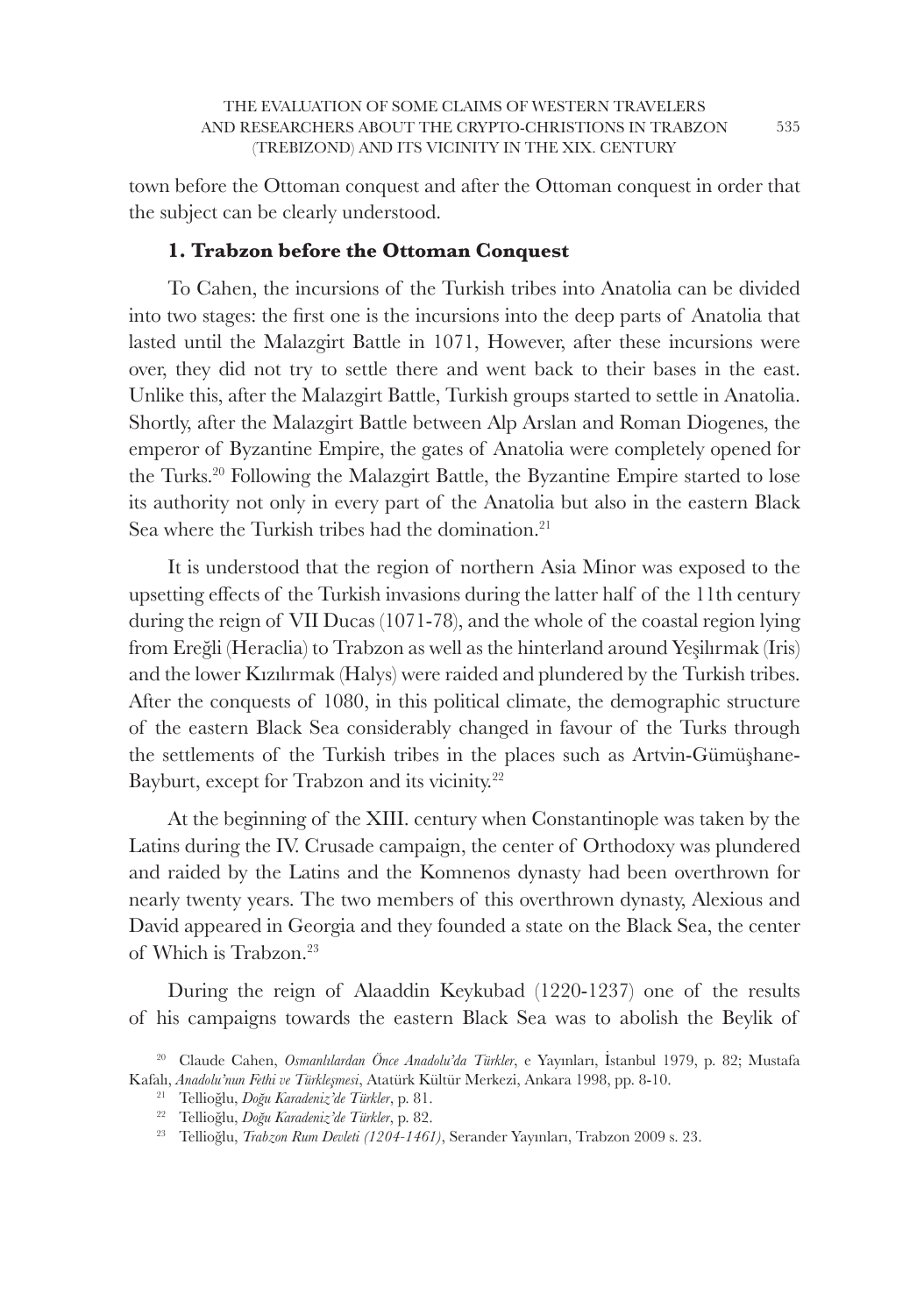town before the Ottoman conquest and after the Ottoman conquest in order that the subject can be clearly understood.

### 1. Trabzon before the Ottoman Conquest

To Cahen, the incursions of the Turkish tribes into Anatolia can be divided into two stages: the first one is the incursions into the deep parts of Anatolia that lasted until the Malazgirt Battle in 1071, However, after these incursions were over, they did not try to settle there and went back to their bases in the east. Unlike this, after the Malazgirt Battle, Turkish groups started to settle in Anatolia. Shortly, after the Malazgirt Battle between Alp Arslan and Roman Diogenes, the emperor of Byzantine Empire, the gates of Anatolia were completely opened for the Turks.[20] Following the Malazgirt Battle, the Byzantine Empire started to lose its authority not only in every part of the Anatolia but also in the eastern Black Sea where the Turkish tribes had the domination.[21]

It is understood that the region of northern Asia Minor was exposed to the upsetting effects of the Turkish invasions during the latter half of the 11th century during the reign of VII Ducas (1071-78), and the whole of the coastal region lying from Ereğli (Heraclia) to Trabzon as well as the hinterland around Yeşilırmak (Iris) and the lower Kızılırmak (Halys) were raided and plundered by the Turkish tribes. After the conquests of 1080, in this political climate, the demographic structure of the eastern Black Sea considerably changed in favour of the Turks through the settlements of the Turkish tribes in the places such as Artvin-Gümüşhane-Bayburt, except for Trabzon and its vicinity.[22]

At the beginning of the XIII. century when Constantinople was taken by the Latins during the IV. Crusade campaign, the center of Orthodoxy was plundered and raided by the Latins and the Komnenos dynasty had been overthrown for nearly twenty years. The two members of this overthrown dynasty, Alexious and David appeared in Georgia and they founded a state on the Black Sea, the center of Which is Trabzon.[23]

During the reign of Alaaddin Keykubad (1220-1237) one of the results of his campaigns towards the eastern Black Sea was to abolish the Beylik of

---

[20] Claude Cahen, *Osmanlılardan Önce Anadolu'da Türkler*, e Yayınları, İstanbul 1979, p. 82; Mustafa Kafalı, *Anadolu'nun Fethi ve Türkleşmesi*, Atatürk Kültür Merkezi, Ankara 1998, pp. 8-10.

[21] Tellioğlu, *Doğu Karadeniz'de Türkler*, p. 81.

[22] Tellioğlu, *Doğu Karadeniz'de Türkler*, p. 82.

[23] Tellioğlu, *Trabzon Rum Devleti (1204-1461)*, Serander Yayınları, Trabzon 2009 s. 23.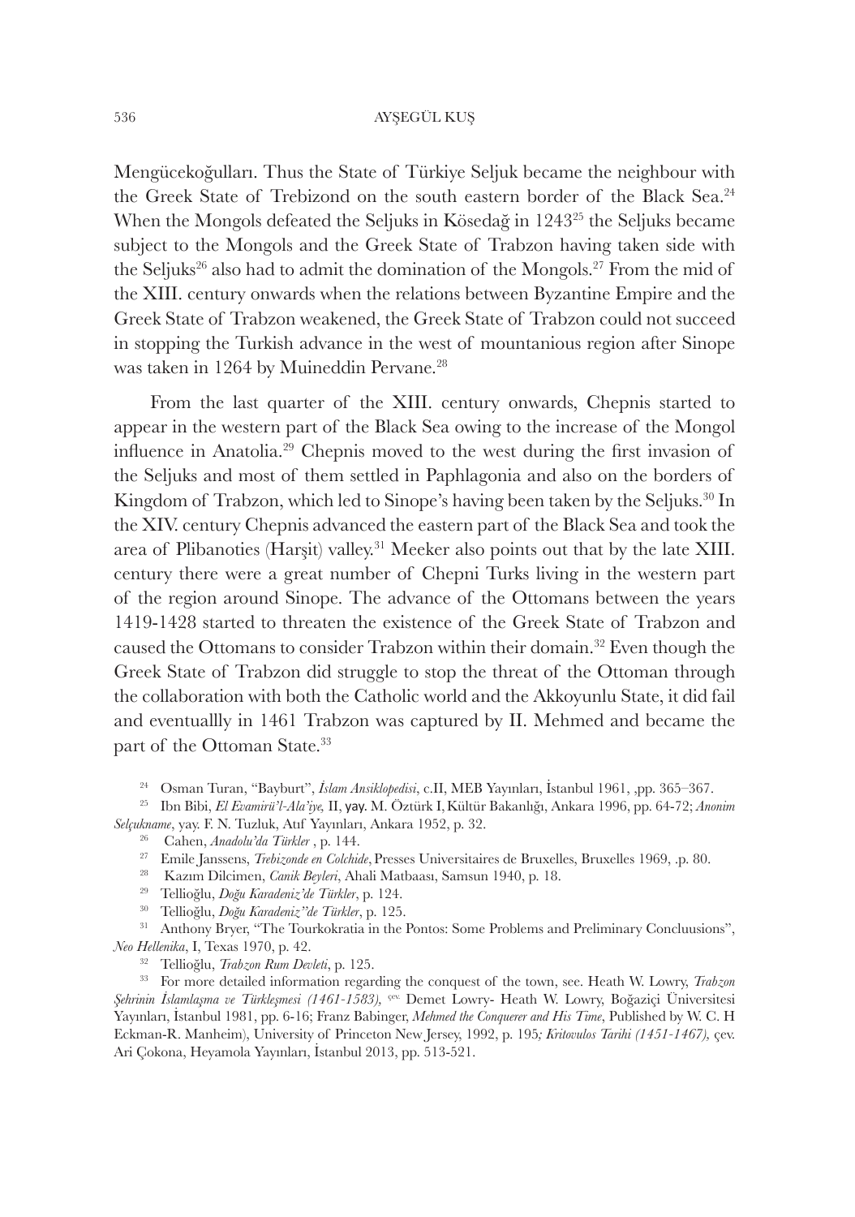Mengücekoğulları. Thus the State of Türkiye Seljuk became the neighbour with the Greek State of Trebizond on the south eastern border of the Black Sea.[24] When the Mongols defeated the Seljuks in Kösedağ in 1243[25] the Seljuks became subject to the Mongols and the Greek State of Trabzon having taken side with the Seljuks[26] also had to admit the domination of the Mongols.[27] From the mid of the XIII. century onwards when the relations between Byzantine Empire and the Greek State of Trabzon weakened, the Greek State of Trabzon could not succeed in stopping the Turkish advance in the west of mountanious region after Sinope was taken in 1264 by Muineddin Pervane.[28]

From the last quarter of the XIII. century onwards, Chepnis started to appear in the western part of the Black Sea owing to the increase of the Mongol influence in Anatolia.[29] Chepnis moved to the west during the first invasion of the Seljuks and most of them settled in Paphlagonia and also on the borders of Kingdom of Trabzon, which led to Sinope's having been taken by the Seljuks.[30] In the XIV. century Chepnis advanced the eastern part of the Black Sea and took the area of Plibanoties (Harşit) valley.[31] Meeker also points out that by the late XIII. century there were a great number of Chepni Turks living in the western part of the region around Sinope. The advance of the Ottomans between the years 1419-1428 started to threaten the existence of the Greek State of Trabzon and caused the Ottomans to consider Trabzon within their domain.[32] Even though the Greek State of Trabzon did struggle to stop the threat of the Ottoman through the collaboration with both the Catholic world and the Akkoyunlu State, it did fail and eventuallly in 1461 Trabzon was captured by II. Mehmed and became the part of the Ottoman State.[33]

[24] Osman Turan, "Bayburt", *İslam Ansiklopedisi*, c.II, MEB Yayınları, İstanbul 1961, ,pp. 365–367.

[25] Ibn Bibi, *El Evamirü'l-Ala'iye,* II, yay. M. Öztürk I, Kültür Bakanlığı, Ankara 1996, pp. 64-72; *Anonim Selçukname*, yay. F. N. Tuzluk, Atıf Yayınları, Ankara 1952, p. 32.

[26] Cahen, *Anadolu'da Türkler* , p. 144.

[27] Emile Janssens, *Trebizonde en Colchide*, Presses Universitaires de Bruxelles, Bruxelles 1969, .p. 80.

[28] Kazım Dilcimen, *Canik Beyleri*, Ahali Matbaası, Samsun 1940, p. 18.

[29] Tellioğlu, *Doğu Karadeniz'de Türkler*, p. 124.

[30] Tellioğlu, *Doğu Karadeniz''de Türkler*, p. 125.

[31] Anthony Bryer, "The Tourkokratia in the Pontos: Some Problems and Preliminary Concluusions", *Neo Hellenika*, I, Texas 1970, p. 42.

[32] Tellioğlu, *Trabzon Rum Devleti*, p. 125.

[33] For more detailed information regarding the conquest of the town, see. Heath W. Lowry, *Trabzon Şehrinin İslamlaşma ve Türkleşmesi (1461-1583),* çev. Demet Lowry- Heath W. Lowry, Boğaziçi Üniversitesi Yayınları, İstanbul 1981, pp. 6-16; Franz Babinger, *Mehmed the Conquerer and His Time*, Published by W. C. H Eckman-R. Manheim), University of Princeton New Jersey, 1992, p. 195*; Kritovulos Tarihi (1451-1467),* çev. Ari Çokona, Heyamola Yayınları, İstanbul 2013, pp. 513-521.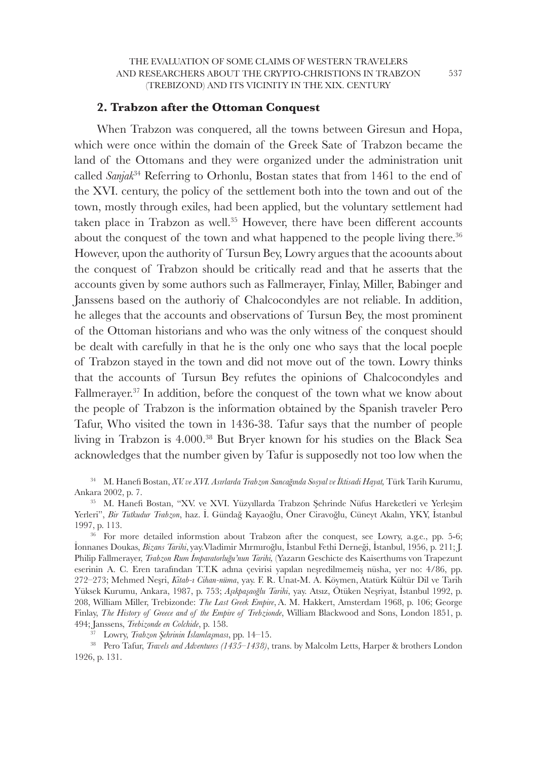## 2. Trabzon after the Ottoman Conquest

When Trabzon was conquered, all the towns between Giresun and Hopa, which were once within the domain of the Greek Sate of Trabzon became the land of the Ottomans and they were organized under the administration unit called *Sanjak*[34] Referring to Orhonlu, Bostan states that from 1461 to the end of the XVI. century, the policy of the settlement both into the town and out of the town, mostly through exiles, had been applied, but the voluntary settlement had taken place in Trabzon as well.[35] However, there have been different accounts about the conquest of the town and what happened to the people living there.[36] However, upon the authority of Tursun Bey, Lowry argues that the acoounts about the conquest of Trabzon should be critically read and that he asserts that the accounts given by some authors such as Fallmerayer, Finlay, Miller, Babinger and Janssens based on the authoriy of Chalcocondyles are not reliable. In addition, he alleges that the accounts and observations of Tursun Bey, the most prominent of the Ottoman historians and who was the only witness of the conquest should be dealt with carefully in that he is the only one who says that the local poeple of Trabzon stayed in the town and did not move out of the town. Lowry thinks that the accounts of Tursun Bey refutes the opinions of Chalcocondyles and Fallmerayer.[37] In addition, before the conquest of the town what we know about the people of Trabzon is the information obtained by the Spanish traveler Pero Tafur, Who visited the town in 1436-38. Tafur says that the number of people living in Trabzon is 4.000.[38] But Bryer known for his studies on the Black Sea acknowledges that the number given by Tafur is supposedly not too low when the

---

[34] M. Hanefi Bostan, *XV. ve XVI. Asırlarda Trabzon Sancağında Sosyal ve İktisadi Hayat,* Türk Tarih Kurumu, Ankara 2002, p. 7.

[35] M. Hanefi Bostan, "XV. ve XVI. Yüzyıllarda Trabzon Şehrinde Nüfus Hareketleri ve Yerleşim Yerleri", *Bir Tutkudur Trabzon*, haz. İ. Gündağ Kayaoğlu, Öner Ciravoğlu, Cüneyt Akalın, YKY, İstanbul 1997, p. 113.

[36] For more detailed informstion about Trabzon after the conquest, see Lowry, a.g.e., pp. 5-6; İonnanes Doukas, *Bizans Tarihi*, yay.Vladimir Mırmıroğlu, İstanbul Fethi Derneği, İstanbul, 1956, p. 211; J. Philip Fallmerayer, *Trabzon Rum İmparatorluğu'nun Tarihi,* (Yazarın Geschicte des Kaiserthums von Trapezunt eserinin A. C. Eren tarafından T.T.K adına çevirisi yapılan neşredilmemeiş nüsha, yer no: 4/86, pp. 272–273; Mehmed Neşri, *Kitab-ı Cihan-nüma*, yay. F. R. Unat-M. A. Köymen, Atatürk Kültür Dil ve Tarih Yüksek Kurumu, Ankara, 1987, p. 753; *Aşıkpaşaoğlu Tarihi*, yay. Atsız, Ötüken Neşriyat, İstanbul 1992, p. 208, William Miller, Trebizonde: *The Last Greek Empire*, A. M. Hakkert, Amsterdam 1968, p. 106; George Finlay, *The History of Greece and of the Empire of Trebzionde*, William Blackwood and Sons, London 1851, p. 494; Janssens, *Trebizonde en Colchide*, p. 158.

[37] Lowry, *Trabzon Şehrinin İslamlaşması*, pp. 14–15.

[38] Pero Tafur, *Travels and Adventures (1435–1438)*, trans. by Malcolm Letts, Harper & brothers London 1926, p. 131.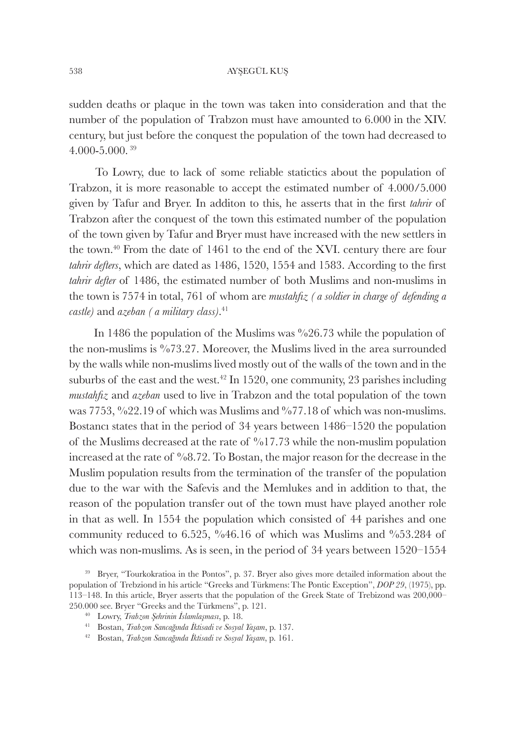sudden deaths or plaque in the town was taken into consideration and that the number of the population of Trabzon must have amounted to 6.000 in the XIV. century, but just before the conquest the population of the town had decreased to 4.000-5.000. [39]

To Lowry, due to lack of some reliable statictics about the population of Trabzon, it is more reasonable to accept the estimated number of 4.000/5.000 given by Tafur and Bryer. In additon to this, he asserts that in the first *tahrir* of Trabzon after the conquest of the town this estimated number of the population of the town given by Tafur and Bryer must have increased with the new settlers in the town.[40] From the date of 1461 to the end of the XVI. century there are four *tahrir defters*, which are dated as 1486, 1520, 1554 and 1583. According to the first *tahrir defter* of 1486, the estimated number of both Muslims and non-muslims in the town is 7574 in total, 761 of whom are *mustahfiz ( a soldier in charge of defending a castle)* and *azeban ( a military class)*.[41]

In 1486 the population of the Muslims was %26.73 while the population of the non-muslims is %73.27. Moreover, the Muslims lived in the area surrounded by the walls while non-muslims lived mostly out of the walls of the town and in the suburbs of the east and the west.[42] In 1520, one community, 23 parishes including *mustahfiz* and *azeban* used to live in Trabzon and the total population of the town was 7753, %22.19 of which was Muslims and %77.18 of which was non-muslims. Bostancı states that in the period of 34 years between 1486–1520 the population of the Muslims decreased at the rate of %17.73 while the non-muslim population increased at the rate of %8.72. To Bostan, the major reason for the decrease in the Muslim population results from the termination of the transfer of the population due to the war with the Safevis and the Memlukes and in addition to that, the reason of the population transfer out of the town must have played another role in that as well. In 1554 the population which consisted of 44 parishes and one community reduced to 6.525, %46.16 of which was Muslims and %53.284 of which was non-muslims. As is seen, in the period of 34 years between 1520–1554

[39] Bryer, "Tourkokratioa in the Pontos", p. 37. Bryer also gives more detailed information about the population of Trebziond in his article "Greeks and Türkmens: The Pontic Exception", *DOP 29*, (1975), pp. 113–148. In this article, Bryer asserts that the population of the Greek State of Trebizond was 200,000–250.000 see. Bryer "Greeks and the Türkmens", p. 121.

[40] Lowry, *Trabzon Şehrinin İslamlaşması*, p. 18.

[41] Bostan, *Trabzon Sancağında İktisadi ve Sosyal Yaşam*, p. 137.

[42] Bostan, *Trabzon Sancağında İktisadi ve Sosyal Yaşam*, p. 161.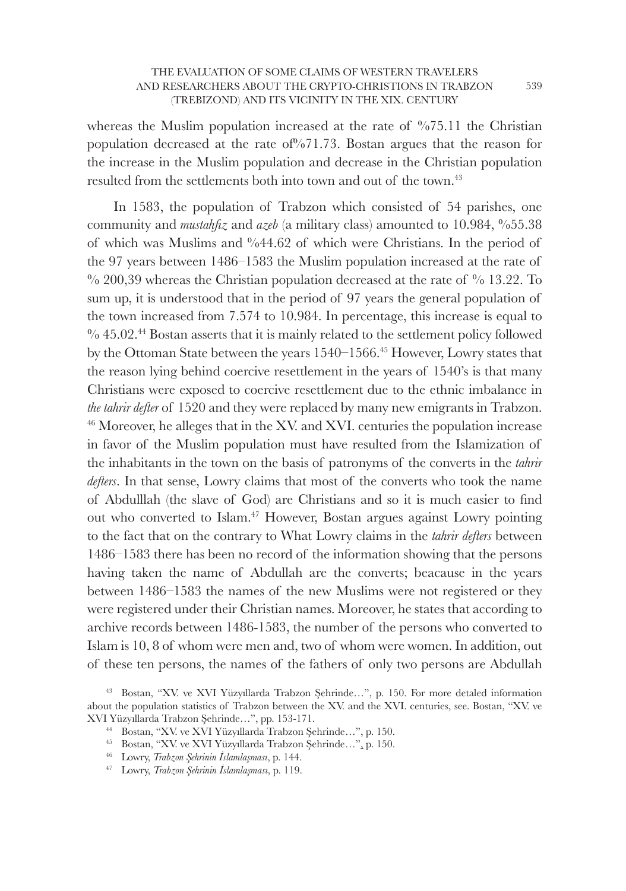whereas the Muslim population increased at the rate of %75.11 the Christian population decreased at the rate of%71.73. Bostan argues that the reason for the increase in the Muslim population and decrease in the Christian population resulted from the settlements both into town and out of the town.[43]

In 1583, the population of Trabzon which consisted of 54 parishes, one community and *mustahfiz* and *azeb* (a military class) amounted to 10.984, %55.38 of which was Muslims and %44.62 of which were Christians. In the period of the 97 years between 1486–1583 the Muslim population increased at the rate of % 200,39 whereas the Christian population decreased at the rate of % 13.22. To sum up, it is understood that in the period of 97 years the general population of the town increased from 7.574 to 10.984. In percentage, this increase is equal to % 45.02.[44] Bostan asserts that it is mainly related to the settlement policy followed by the Ottoman State between the years 1540–1566.[45] However, Lowry states that the reason lying behind coercive resettlement in the years of 1540's is that many Christians were exposed to coercive resettlement due to the ethnic imbalance in *the tahrir defter* of 1520 and they were replaced by many new emigrants in Trabzon.[46] Moreover, he alleges that in the XV. and XVI. centuries the population increase in favor of the Muslim population must have resulted from the Islamization of the inhabitants in the town on the basis of patronyms of the converts in the *tahrir defters*. In that sense, Lowry claims that most of the converts who took the name of Abdulllah (the slave of God) are Christians and so it is much easier to find out who converted to Islam.[47] However, Bostan argues against Lowry pointing to the fact that on the contrary to What Lowry claims in the *tahrir defters* between 1486–1583 there has been no record of the information showing that the persons having taken the name of Abdullah are the converts; beacause in the years between 1486–1583 the names of the new Muslims were not registered or they were registered under their Christian names. Moreover, he states that according to archive records between 1486-1583, the number of the persons who converted to Islam is 10, 8 of whom were men and, two of whom were women. In addition, out of these ten persons, the names of the fathers of only two persons are Abdullah

[43] Bostan, "XV. ve XVI Yüzyıllarda Trabzon Şehrinde…", p. 150. For more detaled information about the population statistics of Trabzon between the XV. and the XVI. centuries, see. Bostan, "XV. ve XVI Yüzyıllarda Trabzon Şehrinde…", pp. 153-171.

[44] Bostan, "XV. ve XVI Yüzyıllarda Trabzon Şehrinde…", p. 150.

[45] Bostan, "XV. ve XVI Yüzyıllarda Trabzon Şehrinde…", p. 150.

[46] Lowry, *Trabzon Şehrinin İslamlaşması*, p. 144.

[47] Lowry, *Trabzon Şehrinin İslamlaşması*, p. 119.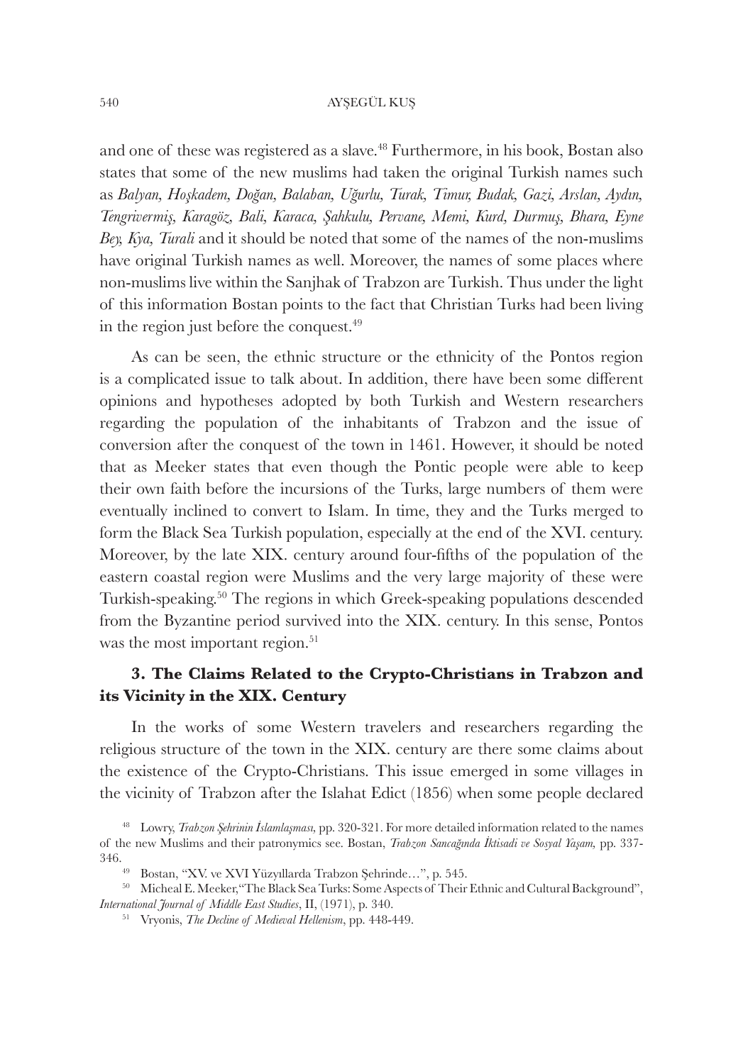and one of these was registered as a slave.[48] Furthermore, in his book, Bostan also states that some of the new muslims had taken the original Turkish names such as *Balyan, Hoşkadem, Doğan, Balaban, Uğurlu, Turak, Timur, Budak, Gazi, Arslan, Aydın, Tengrivermiş, Karagöz, Bali, Karaca, Şahkulu, Pervane, Memi, Kurd, Durmuş, Bhara, Eyne Bey, Kya, Turali* and it should be noted that some of the names of the non-muslims have original Turkish names as well. Moreover, the names of some places where non-muslims live within the Sanjhak of Trabzon are Turkish. Thus under the light of this information Bostan points to the fact that Christian Turks had been living in the region just before the conquest.[49]

As can be seen, the ethnic structure or the ethnicity of the Pontos region is a complicated issue to talk about. In addition, there have been some different opinions and hypotheses adopted by both Turkish and Western researchers regarding the population of the inhabitants of Trabzon and the issue of conversion after the conquest of the town in 1461. However, it should be noted that as Meeker states that even though the Pontic people were able to keep their own faith before the incursions of the Turks, large numbers of them were eventually inclined to convert to Islam. In time, they and the Turks merged to form the Black Sea Turkish population, especially at the end of the XVI. century. Moreover, by the late XIX. century around four-fifths of the population of the eastern coastal region were Muslims and the very large majority of these were Turkish-speaking.[50] The regions in which Greek-speaking populations descended from the Byzantine period survived into the XIX. century. In this sense, Pontos was the most important region.[51]

### 3. The Claims Related to the Crypto-Christians in Trabzon and its Vicinity in the XIX. Century

In the works of some Western travelers and researchers regarding the religious structure of the town in the XIX. century are there some claims about the existence of the Crypto-Christians. This issue emerged in some villages in the vicinity of Trabzon after the Islahat Edict (1856) when some people declared

[48] Lowry, *Trabzon Şehrinin İslamlaşması*, pp. 320-321. For more detailed information related to the names of the new Muslims and their patronymics see. Bostan, *Trabzon Sancağında İktisadi ve Sosyal Yaşam*, pp. 337-346.

[49] Bostan, "XV. ve XVI Yüzyıllarda Trabzon Şehrinde…", p. 545.

[50] Micheal E. Meeker,"The Black Sea Turks: Some Aspects of Their Ethnic and Cultural Background", *International Journal of Middle East Studies*, II, (1971), p. 340.

[51] Vryonis, *The Decline of Medieval Hellenism*, pp. 448-449.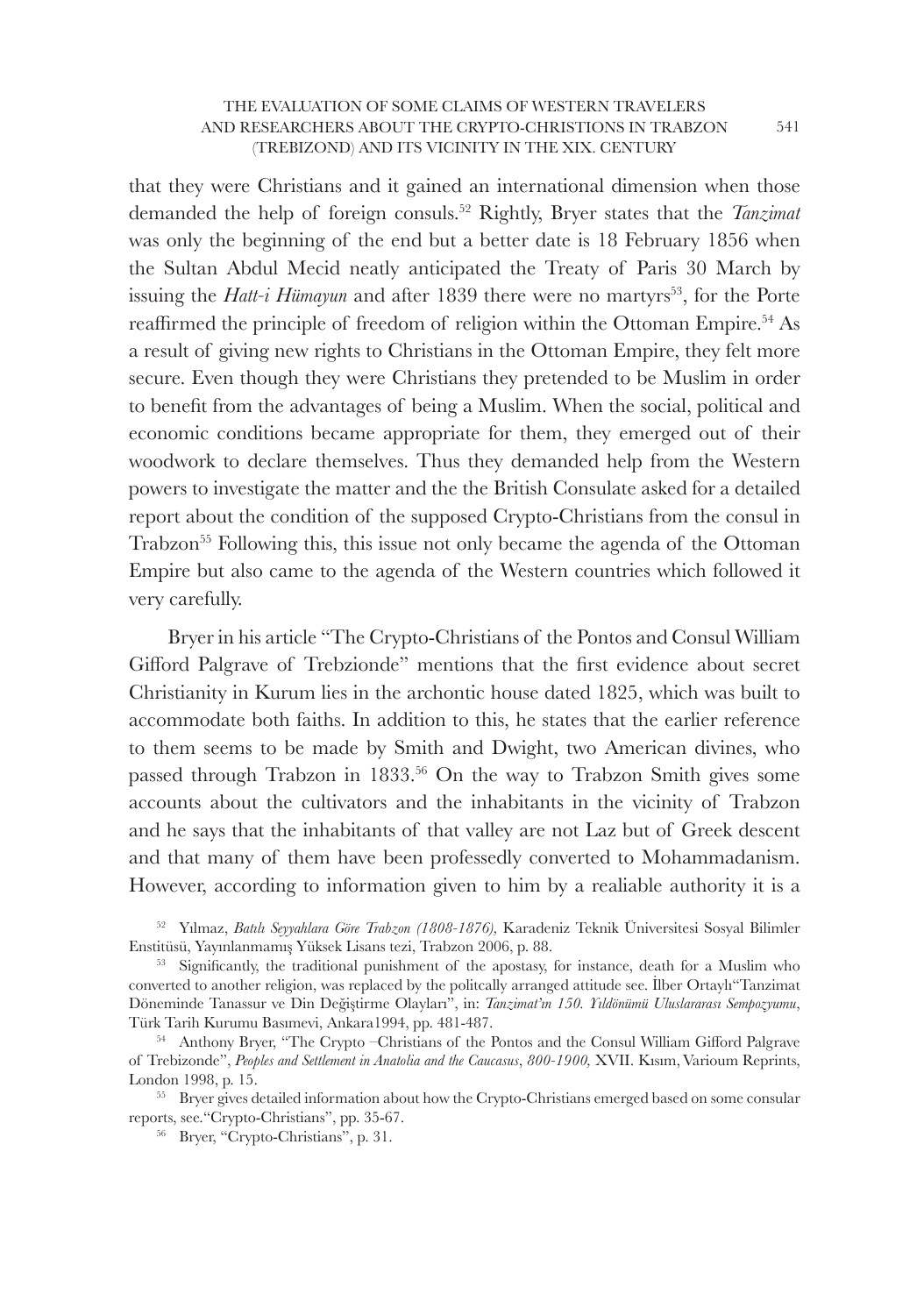that they were Christians and it gained an international dimension when those demanded the help of foreign consuls.[52] Rightly, Bryer states that the *Tanzimat* was only the beginning of the end but a better date is 18 February 1856 when the Sultan Abdul Mecid neatly anticipated the Treaty of Paris 30 March by issuing the *Hatt-i Hümayun* and after 1839 there were no martyrs[53], for the Porte reaffirmed the principle of freedom of religion within the Ottoman Empire.[54] As a result of giving new rights to Christians in the Ottoman Empire, they felt more secure. Even though they were Christians they pretended to be Muslim in order to benefit from the advantages of being a Muslim. When the social, political and economic conditions became appropriate for them, they emerged out of their woodwork to declare themselves. Thus they demanded help from the Western powers to investigate the matter and the the British Consulate asked for a detailed report about the condition of the supposed Crypto-Christians from the consul in Trabzon[55] Following this, this issue not only became the agenda of the Ottoman Empire but also came to the agenda of the Western countries which followed it very carefully.

Bryer in his article "The Crypto-Christians of the Pontos and Consul William Gifford Palgrave of Trebzionde" mentions that the first evidence about secret Christianity in Kurum lies in the archontic house dated 1825, which was built to accommodate both faiths. In addition to this, he states that the earlier reference to them seems to be made by Smith and Dwight, two American divines, who passed through Trabzon in 1833.[56] On the way to Trabzon Smith gives some accounts about the cultivators and the inhabitants in the vicinity of Trabzon and he says that the inhabitants of that valley are not Laz but of Greek descent and that many of them have been professedly converted to Mohammadanism. However, according to information given to him by a realiable authority it is a

[52] Yılmaz, *Batılı Seyyahlara Göre Trabzon (1808-1876)*, Karadeniz Teknik Üniversitesi Sosyal Bilimler Enstitüsü, Yayınlanmamış Yüksek Lisans tezi, Trabzon 2006, p. 88.

[53] Significantly, the traditional punishment of the apostasy, for instance, death for a Muslim who converted to another religion, was replaced by the politcally arranged attitude see. İlber Ortaylı"Tanzimat Döneminde Tanassur ve Din Değiştirme Olayları", in: *Tanzimat'ın 150. Yıldönümü Uluslararası Sempozyumu*, Türk Tarih Kurumu Basımevi, Ankara1994, pp. 481-487.

[54] Anthony Bryer, "The Crypto –Christians of the Pontos and the Consul William Gifford Palgrave of Trebizonde", *Peoples and Settlement in Anatolia and the Caucasus, 800-1900,* XVII. Kısım, Varioum Reprints, London 1998, p. 15.

[55] Bryer gives detailed information about how the Crypto-Christians emerged based on some consular reports, see."Crypto-Christians", pp. 35-67.

[56] Bryer, "Crypto-Christians", p. 31.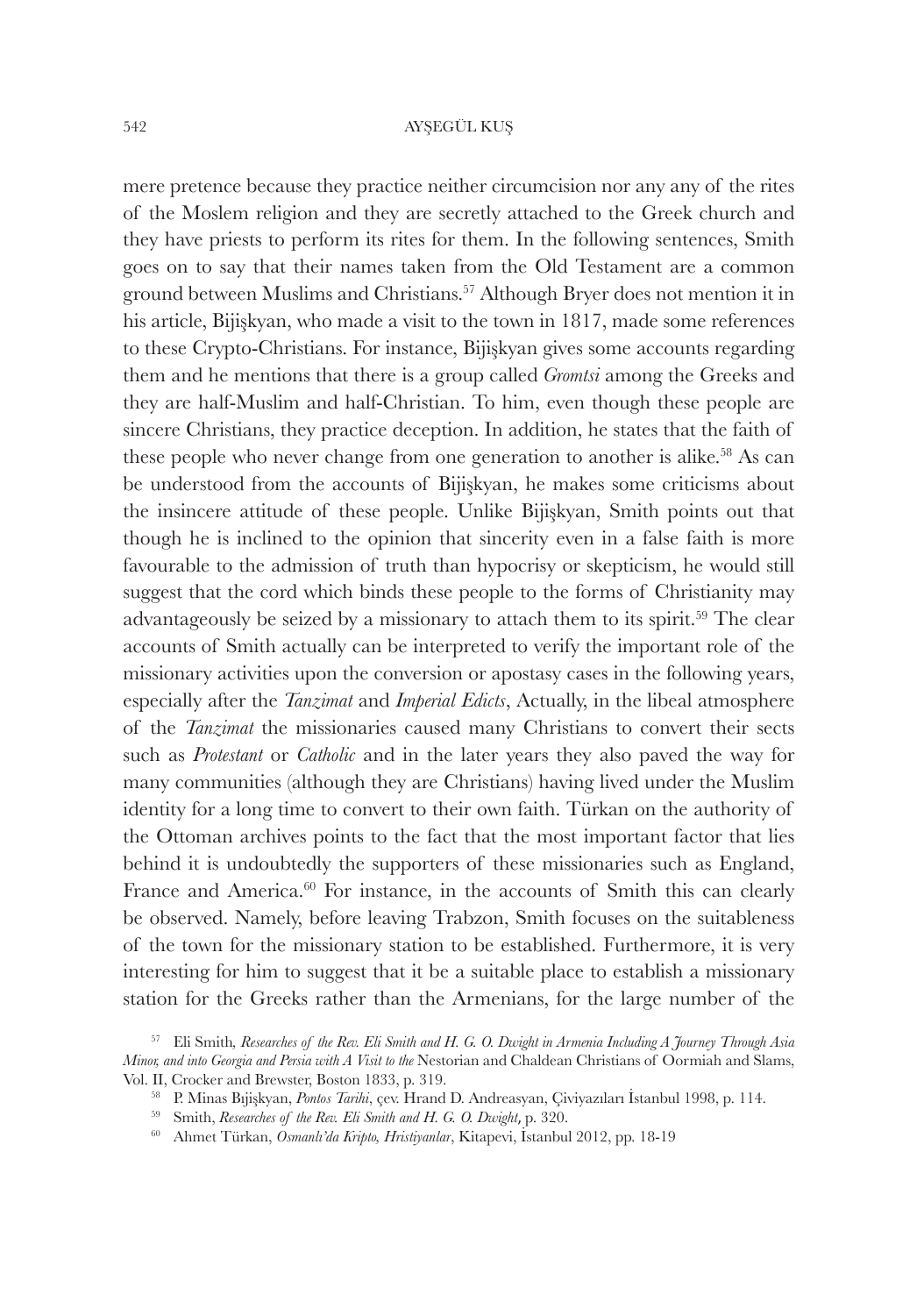mere pretence because they practice neither circumcision nor any any of the rites of the Moslem religion and they are secretly attached to the Greek church and they have priests to perform its rites for them. In the following sentences, Smith goes on to say that their names taken from the Old Testament are a common ground between Muslims and Christians.[57] Although Bryer does not mention it in his article, Bijişkyan, who made a visit to the town in 1817, made some references to these Crypto-Christians. For instance, Bijişkyan gives some accounts regarding them and he mentions that there is a group called *Gromtsi* among the Greeks and they are half-Muslim and half-Christian. To him, even though these people are sincere Christians, they practice deception. In addition, he states that the faith of these people who never change from one generation to another is alike.[58] As can be understood from the accounts of Bijişkyan, he makes some criticisms about the insincere attitude of these people. Unlike Bijişkyan, Smith points out that though he is inclined to the opinion that sincerity even in a false faith is more favourable to the admission of truth than hypocrisy or skepticism, he would still suggest that the cord which binds these people to the forms of Christianity may advantageously be seized by a missionary to attach them to its spirit.[59] The clear accounts of Smith actually can be interpreted to verify the important role of the missionary activities upon the conversion or apostasy cases in the following years, especially after the *Tanzimat* and *Imperial Edicts*, Actually, in the libeal atmosphere of the *Tanzimat* the missionaries caused many Christians to convert their sects such as *Protestant* or *Catholic* and in the later years they also paved the way for many communities (although they are Christians) having lived under the Muslim identity for a long time to convert to their own faith. Türkan on the authority of the Ottoman archives points to the fact that the most important factor that lies behind it is undoubtedly the supporters of these missionaries such as England, France and America.[60] For instance, in the accounts of Smith this can clearly be observed. Namely, before leaving Trabzon, Smith focuses on the suitableness of the town for the missionary station to be established. Furthermore, it is very interesting for him to suggest that it be a suitable place to establish a missionary station for the Greeks rather than the Armenians, for the large number of the

[57] Eli Smith, *Researches of the Rev. Eli Smith and H. G. O. Dwight in Armenia Including A Journey Through Asia Minor, and into Georgia and Persia with A Visit to the* Nestorian and Chaldean Christians of Oormiah and Slams, Vol. II, Crocker and Brewster, Boston 1833, p. 319.

[58] P. Minas Bıjişkyan, *Pontos Tarihi*, çev. Hrand D. Andreasyan, Çiviyazıları İstanbul 1998, p. 114.

[59] Smith, *Researches of the Rev. Eli Smith and H. G. O. Dwight*, p. 320.

[60] Ahmet Türkan, *Osmanlı'da Kripto, Hristiyanlar*, Kitapevi, İstanbul 2012, pp. 18-19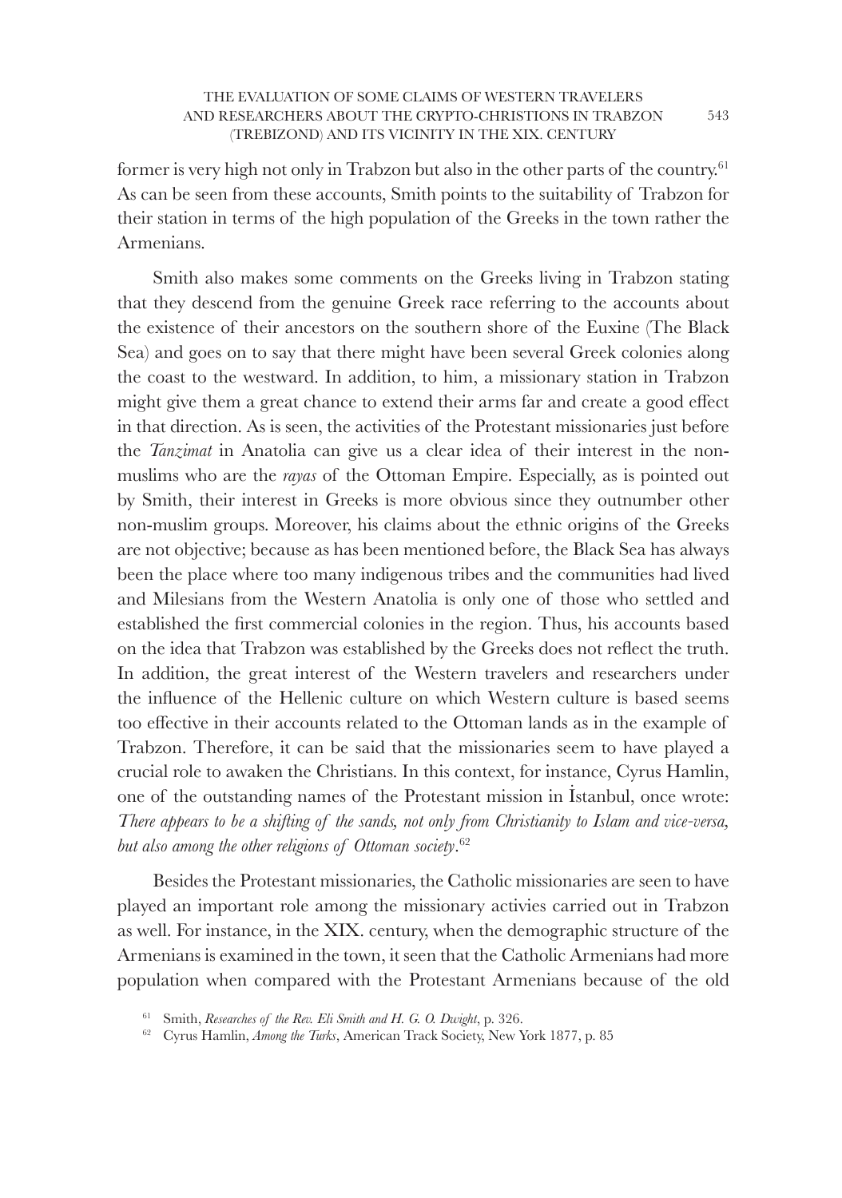former is very high not only in Trabzon but also in the other parts of the country.[61] As can be seen from these accounts, Smith points to the suitability of Trabzon for their station in terms of the high population of the Greeks in the town rather the Armenians.

Smith also makes some comments on the Greeks living in Trabzon stating that they descend from the genuine Greek race referring to the accounts about the existence of their ancestors on the southern shore of the Euxine (The Black Sea) and goes on to say that there might have been several Greek colonies along the coast to the westward. In addition, to him, a missionary station in Trabzon might give them a great chance to extend their arms far and create a good effect in that direction. As is seen, the activities of the Protestant missionaries just before the *Tanzimat* in Anatolia can give us a clear idea of their interest in the non-muslims who are the *rayas* of the Ottoman Empire. Especially, as is pointed out by Smith, their interest in Greeks is more obvious since they outnumber other non-muslim groups. Moreover, his claims about the ethnic origins of the Greeks are not objective; because as has been mentioned before, the Black Sea has always been the place where too many indigenous tribes and the communities had lived and Milesians from the Western Anatolia is only one of those who settled and established the first commercial colonies in the region. Thus, his accounts based on the idea that Trabzon was established by the Greeks does not reflect the truth. In addition, the great interest of the Western travelers and researchers under the influence of the Hellenic culture on which Western culture is based seems too effective in their accounts related to the Ottoman lands as in the example of Trabzon. Therefore, it can be said that the missionaries seem to have played a crucial role to awaken the Christians. In this context, for instance, Cyrus Hamlin, one of the outstanding names of the Protestant mission in İstanbul, once wrote: *There appears to be a shifting of the sands, not only from Christianity to Islam and vice-versa, but also among the other religions of Ottoman society*.[62]

Besides the Protestant missionaries, the Catholic missionaries are seen to have played an important role among the missionary activies carried out in Trabzon as well. For instance, in the XIX. century, when the demographic structure of the Armenians is examined in the town, it seen that the Catholic Armenians had more population when compared with the Protestant Armenians because of the old

[61] Smith, *Researches of the Rev. Eli Smith and H. G. O. Dwight*, p. 326.

[62] Cyrus Hamlin, *Among the Turks*, American Track Society, New York 1877, p. 85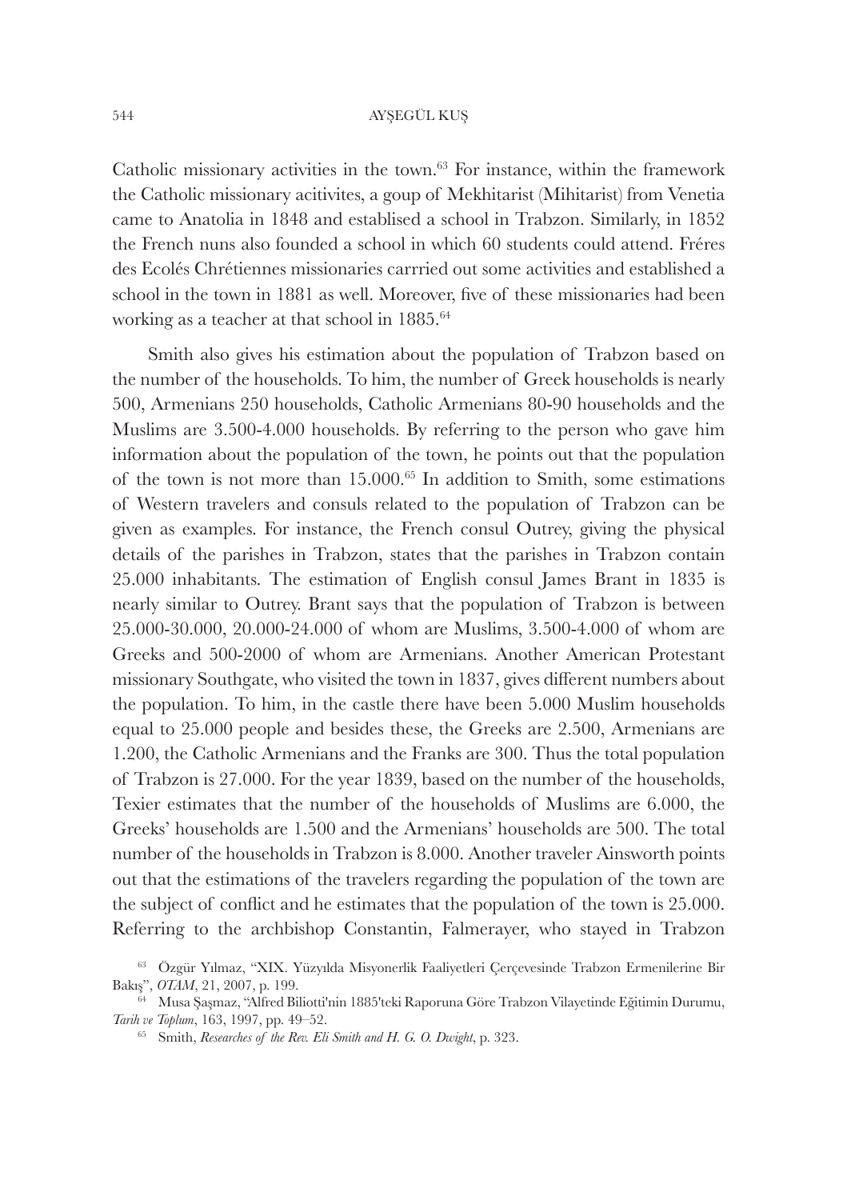Catholic missionary activities in the town.[63] For instance, within the framework the Catholic missionary acitivites, a goup of Mekhitarist (Mihitarist) from Venetia came to Anatolia in 1848 and establised a school in Trabzon. Similarly, in 1852 the French nuns also founded a school in which 60 students could attend. Fréres des Ecolés Chrétiennes missionaries carrried out some activities and established a school in the town in 1881 as well. Moreover, five of these missionaries had been working as a teacher at that school in 1885.[64]

Smith also gives his estimation about the population of Trabzon based on the number of the households. To him, the number of Greek households is nearly 500, Armenians 250 households, Catholic Armenians 80-90 households and the Muslims are 3.500-4.000 households. By referring to the person who gave him information about the population of the town, he points out that the population of the town is not more than 15.000.[65] In addition to Smith, some estimations of Western travelers and consuls related to the population of Trabzon can be given as examples. For instance, the French consul Outrey, giving the physical details of the parishes in Trabzon, states that the parishes in Trabzon contain 25.000 inhabitants. The estimation of English consul James Brant in 1835 is nearly similar to Outrey. Brant says that the population of Trabzon is between 25.000-30.000, 20.000-24.000 of whom are Muslims, 3.500-4.000 of whom are Greeks and 500-2000 of whom are Armenians. Another American Protestant missionary Southgate, who visited the town in 1837, gives different numbers about the population. To him, in the castle there have been 5.000 Muslim households equal to 25.000 people and besides these, the Greeks are 2.500, Armenians are 1.200, the Catholic Armenians and the Franks are 300. Thus the total population of Trabzon is 27.000. For the year 1839, based on the number of the households, Texier estimates that the number of the households of Muslims are 6.000, the Greeks' households are 1.500 and the Armenians' households are 500. The total number of the households in Trabzon is 8.000. Another traveler Ainsworth points out that the estimations of the travelers regarding the population of the town are the subject of conflict and he estimates that the population of the town is 25.000. Referring to the archbishop Constantin, Falmerayer, who stayed in Trabzon

[63] Özgür Yılmaz, "XIX. Yüzyılda Misyonerlik Faaliyetleri Çerçevesinde Trabzon Ermenilerine Bir Bakış", *OTAM*, 21, 2007, p. 199.

[64] Musa Şaşmaz, "Alfred Biliotti'nin 1885'teki Raporuna Göre Trabzon Vilayetinde Eğitimin Durumu, *Tarih ve Toplum*, 163, 1997, pp. 49–52.

[65] Smith, *Researches of the Rev. Eli Smith and H. G. O. Dwight*, p. 323.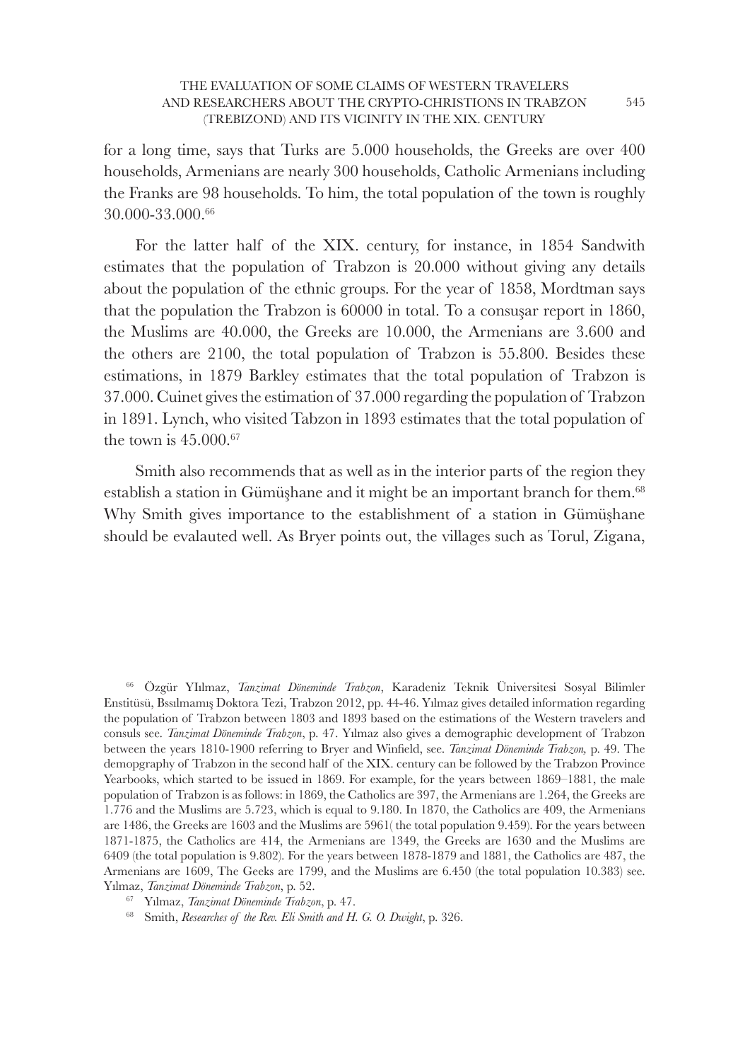for a long time, says that Turks are 5.000 households, the Greeks are over 400 households, Armenians are nearly 300 households, Catholic Armenians including the Franks are 98 households. To him, the total population of the town is roughly 30.000-33.000.[66]

For the latter half of the XIX. century, for instance, in 1854 Sandwith estimates that the population of Trabzon is 20.000 without giving any details about the population of the ethnic groups. For the year of 1858, Mordtman says that the population the Trabzon is 60000 in total. To a consuşar report in 1860, the Muslims are 40.000, the Greeks are 10.000, the Armenians are 3.600 and the others are 2100, the total population of Trabzon is 55.800. Besides these estimations, in 1879 Barkley estimates that the total population of Trabzon is 37.000. Cuinet gives the estimation of 37.000 regarding the population of Trabzon in 1891. Lynch, who visited Tabzon in 1893 estimates that the total population of the town is 45.000.[67]

Smith also recommends that as well as in the interior parts of the region they establish a station in Gümüşhane and it might be an important branch for them.[68] Why Smith gives importance to the establishment of a station in Gümüşhane should be evalauted well. As Bryer points out, the villages such as Torul, Zigana,

[66] Özgür YIılmaz, *Tanzimat Döneminde Trabzon*, Karadeniz Teknik Üniversitesi Sosyal Bilimler Enstitüsü, Bssılmamış Doktora Tezi, Trabzon 2012, pp. 44-46. Yılmaz gives detailed information regarding the population of Trabzon between 1803 and 1893 based on the estimations of the Western travelers and consuls see. *Tanzimat Döneminde Trabzon*, p. 47. Yılmaz also gives a demographic development of Trabzon between the years 1810-1900 referring to Bryer and Winfield, see. *Tanzimat Döneminde Trabzon,* p. 49. The demopgraphy of Trabzon in the second half of the XIX. century can be followed by the Trabzon Province Yearbooks, which started to be issued in 1869. For example, for the years between 1869–1881, the male population of Trabzon is as follows: in 1869, the Catholics are 397, the Armenians are 1.264, the Greeks are 1.776 and the Muslims are 5.723, which is equal to 9.180. In 1870, the Catholics are 409, the Armenians are 1486, the Greeks are 1603 and the Muslims are 5961( the total population 9.459). For the years between 1871-1875, the Catholics are 414, the Armenians are 1349, the Greeks are 1630 and the Muslims are 6409 (the total population is 9.802). For the years between 1878-1879 and 1881, the Catholics are 487, the Armenians are 1609, The Geeks are 1799, and the Muslims are 6.450 (the total population 10.383) see. Yılmaz, *Tanzimat Döneminde Trabzon*, p. 52.

[67] Yılmaz, *Tanzimat Döneminde Trabzon*, p. 47.

[68] Smith, *Researches of the Rev. Eli Smith and H. G. O. Dwight*, p. 326.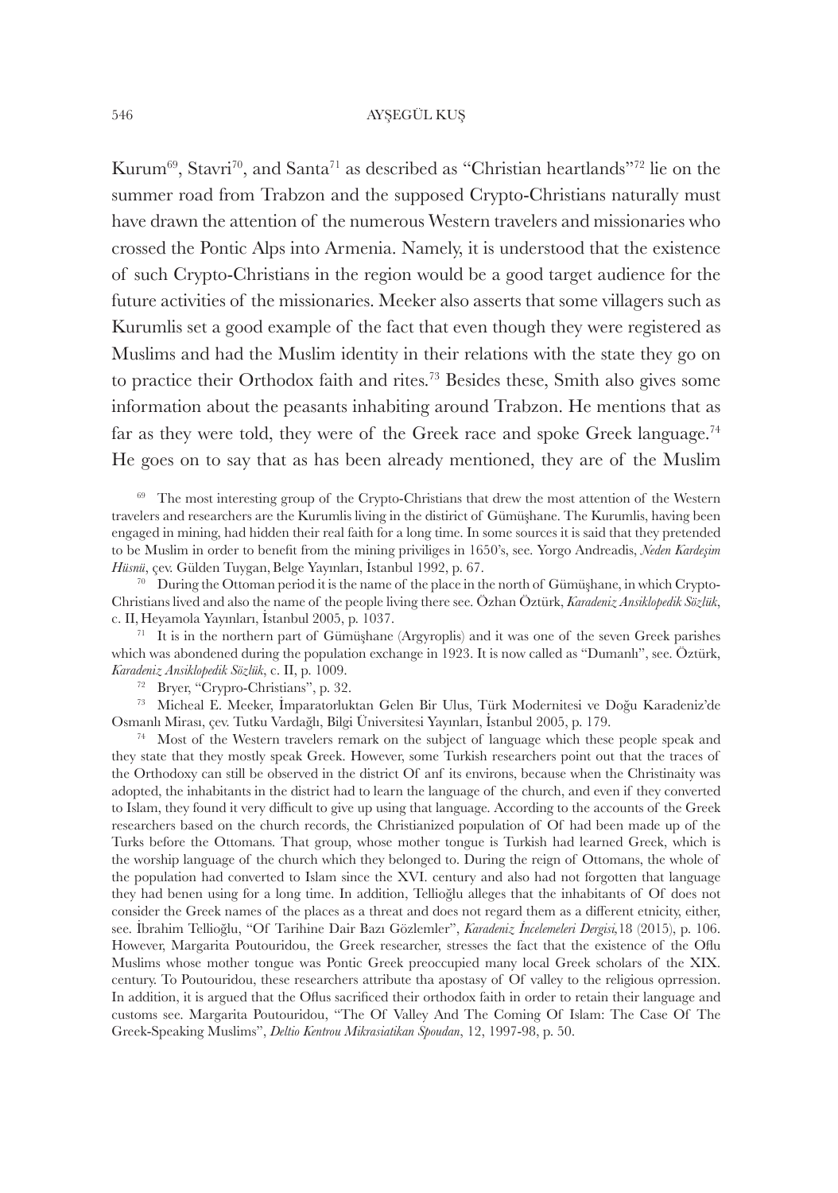Kurum[69], Stavri[70], and Santa[71] as described as "Christian heartlands"[72] lie on the summer road from Trabzon and the supposed Crypto-Christians naturally must have drawn the attention of the numerous Western travelers and missionaries who crossed the Pontic Alps into Armenia. Namely, it is understood that the existence of such Crypto-Christians in the region would be a good target audience for the future activities of the missionaries. Meeker also asserts that some villagers such as Kurumlis set a good example of the fact that even though they were registered as Muslims and had the Muslim identity in their relations with the state they go on to practice their Orthodox faith and rites.[73] Besides these, Smith also gives some information about the peasants inhabiting around Trabzon. He mentions that as far as they were told, they were of the Greek race and spoke Greek language.[74] He goes on to say that as has been already mentioned, they are of the Muslim

[69] The most interesting group of the Crypto-Christians that drew the most attention of the Western travelers and researchers are the Kurumlis living in the distirict of Gümüşhane. The Kurumlis, having been engaged in mining, had hidden their real faith for a long time. In some sources it is said that they pretended to be Muslim in order to benefit from the mining priviliges in 1650's, see. Yorgo Andreadis, *Neden Kardeşim Hüsnü*, çev. Gülden Tuygan, Belge Yayınları, İstanbul 1992, p. 67.

[70] During the Ottoman period it is the name of the place in the north of Gümüşhane, in which Crypto-Christians lived and also the name of the people living there see. Özhan Öztürk, *Karadeniz Ansiklopedik Sözlük*, c. II, Heyamola Yayınları, İstanbul 2005, p. 1037.

[71] It is in the northern part of Gümüşhane (Argyroplis) and it was one of the seven Greek parishes which was abondened during the population exchange in 1923. It is now called as "Dumanlı", see. Öztürk, *Karadeniz Ansiklopedik Sözlük*, c. II, p. 1009.

[72] Bryer, "Crypro-Christians", p. 32.

[73] Micheal E. Meeker, İmparatorluktan Gelen Bir Ulus, Türk Modernitesi ve Doğu Karadeniz'de Osmanlı Mirası, çev. Tutku Vardağlı, Bilgi Üniversitesi Yayınları, İstanbul 2005, p. 179.

[74] Most of the Western travelers remark on the subject of language which these people speak and they state that they mostly speak Greek. However, some Turkish researchers point out that the traces of the Orthodoxy can still be observed in the district Of anf its environs, because when the Christinaity was adopted, the inhabitants in the district had to learn the language of the church, and even if they converted to Islam, they found it very difficult to give up using that language. According to the accounts of the Greek researchers based on the church records, the Christianized poıpulation of Of had been made up of the Turks before the Ottomans. That group, whose mother tongue is Turkish had learned Greek, which is the worship language of the church which they belonged to. During the reign of Ottomans, the whole of the population had converted to Islam since the XVI. century and also had not forgotten that language they had benen using for a long time. In addition, Tellioğlu alleges that the inhabitants of Of does not consider the Greek names of the places as a threat and does not regard them as a different etnicity, either, see. İbrahim Tellioğlu, "Of Tarihine Dair Bazı Gözlemler", *Karadeniz İncelemeleri Dergisi*,18 (2015), p. 106. However, Margarita Poutouridou, the Greek researcher, stresses the fact that the existence of the Oflu Muslims whose mother tongue was Pontic Greek preoccupied many local Greek scholars of the XIX. century. To Poutouridou, these researchers attribute tha apostasy of Of valley to the religious oprression. In addition, it is argued that the Oflus sacrificed their orthodox faith in order to retain their language and customs see. Margarita Poutouridou, "The Of Valley And The Coming Of Islam: The Case Of The Greek-Speaking Muslims", *Deltio Kentrou Mikrasiatikan Spoudan*, 12, 1997-98, p. 50.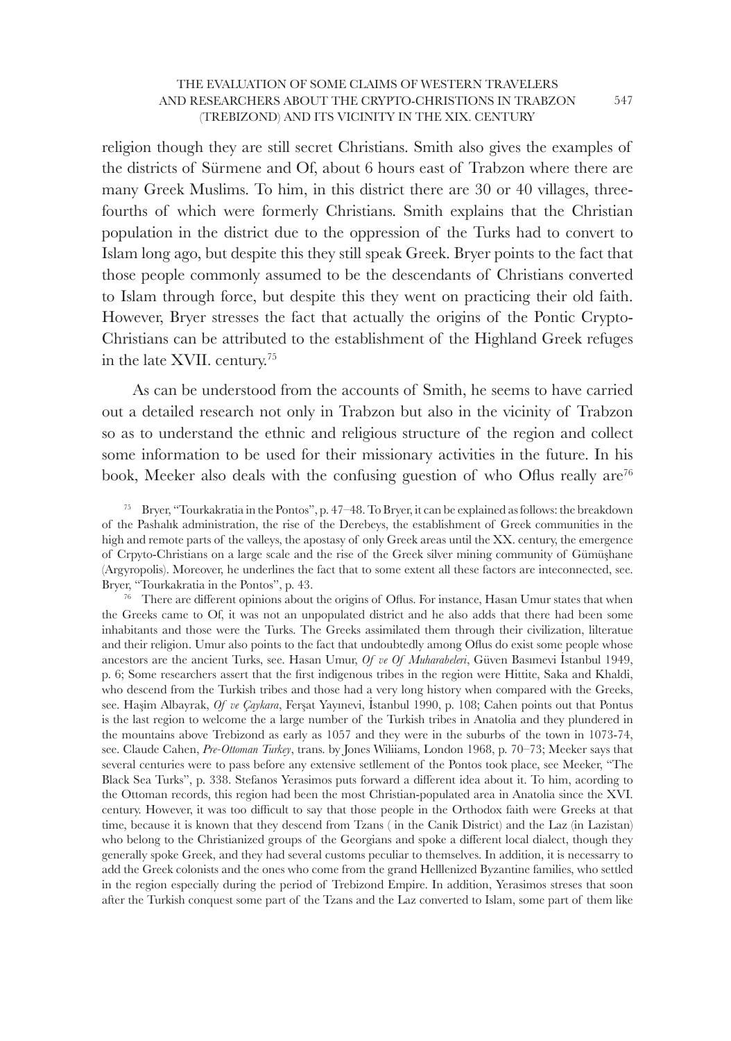religion though they are still secret Christians. Smith also gives the examples of the districts of Sürmene and Of, about 6 hours east of Trabzon where there are many Greek Muslims. To him, in this district there are 30 or 40 villages, three-fourths of which were formerly Christians. Smith explains that the Christian population in the district due to the oppression of the Turks had to convert to Islam long ago, but despite this they still speak Greek. Bryer points to the fact that those people commonly assumed to be the descendants of Christians converted to Islam through force, but despite this they went on practicing their old faith. However, Bryer stresses the fact that actually the origins of the Pontic Crypto-Christians can be attributed to the establishment of the Highland Greek refuges in the late XVII. century.[75]

As can be understood from the accounts of Smith, he seems to have carried out a detailed research not only in Trabzon but also in the vicinity of Trabzon so as to understand the ethnic and religious structure of the region and collect some information to be used for their missionary activities in the future. In his book, Meeker also deals with the confusing guestion of who Oflus really are[76]

[75] Bryer, "Tourkakratia in the Pontos", p. 47–48. To Bryer, it can be explained as follows: the breakdown of the Pashalık administration, the rise of the Derebeys, the establishment of Greek communities in the high and remote parts of the valleys, the apostasy of only Greek areas until the XX. century, the emergence of Crpyto-Christians on a large scale and the rise of the Greek silver mining community of Gümüşhane (Argyropolis). Moreover, he underlines the fact that to some extent all these factors are inteconnected, see. Bryer, "Tourkakratia in the Pontos", p. 43.

[76] There are different opinions about the origins of Oflus. For instance, Hasan Umur states that when the Greeks came to Of, it was not an unpopulated district and he also adds that there had been some inhabitants and those were the Turks. The Greeks assimilated them through their civilization, lilteratue and their religion. Umur also points to the fact that undoubtedly among Oflus do exist some people whose ancestors are the ancient Turks, see. Hasan Umur, *Of ve Of Muharabeleri*, Güven Basımevi İstanbul 1949, p. 6; Some researchers assert that the first indigenous tribes in the region were Hittite, Saka and Khaldi, who descend from the Turkish tribes and those had a very long history when compared with the Greeks, see. Haşim Albayrak, *Of ve Çaykara*, Ferşat Yayınevi, İstanbul 1990, p. 108; Cahen points out that Pontus is the last region to welcome the a large number of the Turkish tribes in Anatolia and they plundered in the mountains above Trebizond as early as 1057 and they were in the suburbs of the town in 1073-74, see. Claude Cahen, *Pre-Ottoman Turkey*, trans. by Jones Wiliiams, London 1968, p. 70–73; Meeker says that several centuries were to pass before any extensive setllement of the Pontos took place, see Meeker, "The Black Sea Turks", p. 338. Stefanos Yerasimos puts forward a different idea about it. To him, acording to the Ottoman records, this region had been the most Christian-populated area in Anatolia since the XVI. century. However, it was too difficult to say that those people in the Orthodox faith were Greeks at that time, because it is known that they descend from Tzans ( in the Canik District) and the Laz (in Lazistan) who belong to the Christianized groups of the Georgians and spoke a different local dialect, though they generally spoke Greek, and they had several customs peculiar to themselves. In addition, it is necessarry to add the Greek colonists and the ones who come from the grand Helllenized Byzantine families, who settled in the region especially during the period of Trebizond Empire. In addition, Yerasimos streses that soon after the Turkish conquest some part of the Tzans and the Laz converted to Islam, some part of them like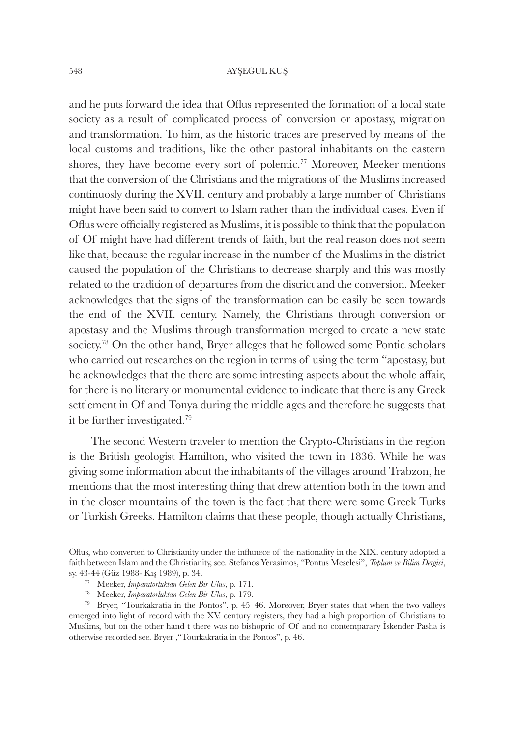and he puts forward the idea that Oflus represented the formation of a local state society as a result of complicated process of conversion or apostasy, migration and transformation. To him, as the historic traces are preserved by means of the local customs and traditions, like the other pastoral inhabitants on the eastern shores, they have become every sort of polemic.[77] Moreover, Meeker mentions that the conversion of the Christians and the migrations of the Muslims increased continuosly during the XVII. century and probably a large number of Christians might have been said to convert to Islam rather than the individual cases. Even if Oflus were officially registered as Muslims, it is possible to think that the population of Of might have had different trends of faith, but the real reason does not seem like that, because the regular increase in the number of the Muslims in the district caused the population of the Christians to decrease sharply and this was mostly related to the tradition of departures from the district and the conversion. Meeker acknowledges that the signs of the transformation can be easily be seen towards the end of the XVII. century. Namely, the Christians through conversion or apostasy and the Muslims through transformation merged to create a new state society.[78] On the other hand, Bryer alleges that he followed some Pontic scholars who carried out researches on the region in terms of using the term "apostasy, but he acknowledges that the there are some intresting aspects about the whole affair, for there is no literary or monumental evidence to indicate that there is any Greek settlement in Of and Tonya during the middle ages and therefore he suggests that it be further investigated.[79]

The second Western traveler to mention the Crypto-Christians in the region is the British geologist Hamilton, who visited the town in 1836. While he was giving some information about the inhabitants of the villages around Trabzon, he mentions that the most interesting thing that drew attention both in the town and in the closer mountains of the town is the fact that there were some Greek Turks or Turkish Greeks. Hamilton claims that these people, though actually Christians,

---

Oflus, who converted to Christianity under the influnece of the nationality in the XIX. century adopted a faith between Islam and the Christianity, see. Stefanos Yerasimos, "Pontus Meselesi", *Toplum ve Bilim Dergisi*, sy. 43-44 (Güz 1988- Kış 1989), p. 34.

[77] Meeker, *İmparatorluktan Gelen Bir Ulus*, p. 171.

[78] Meeker, *İmparatorluktan Gelen Bir Ulus*, p. 179.

[79] Bryer, "Tourkakratia in the Pontos", p. 45–46. Moreover, Bryer states that when the two valleys emerged into light of record with the XV. century registers, they had a high proportion of Christians to Muslims, but on the other hand t there was no bishopric of Of and no contemparary İskender Pasha is otherwise recorded see. Bryer ,"Tourkakratia in the Pontos", p. 46.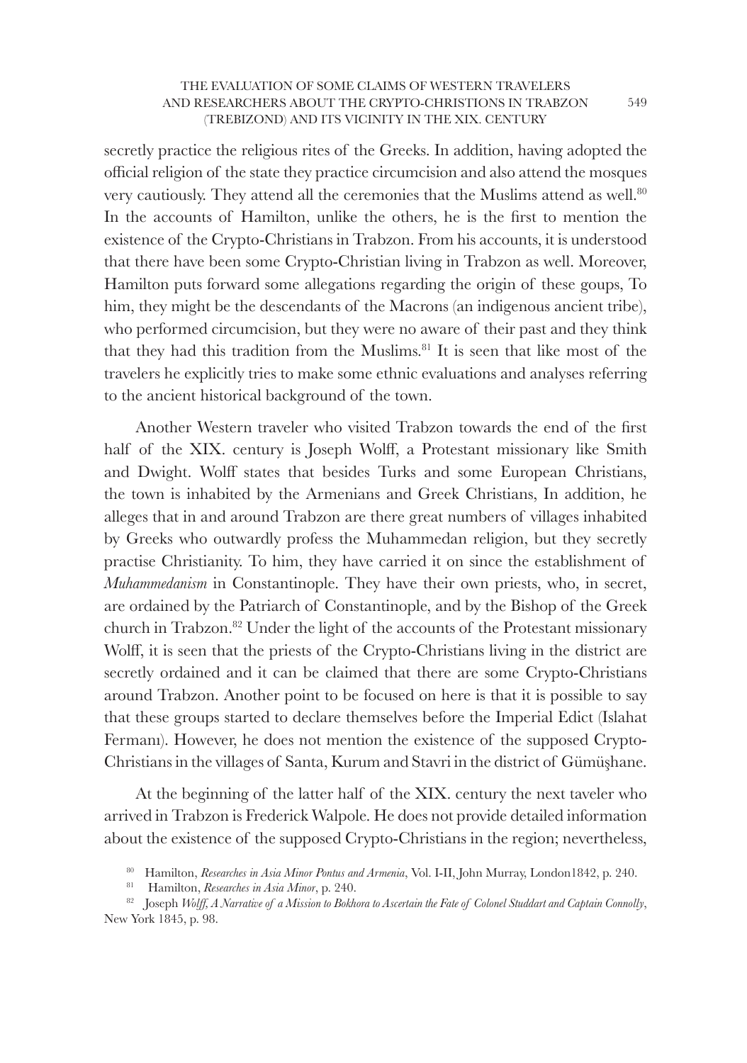secretly practice the religious rites of the Greeks. In addition, having adopted the official religion of the state they practice circumcision and also attend the mosques very cautiously. They attend all the ceremonies that the Muslims attend as well.[80] In the accounts of Hamilton, unlike the others, he is the first to mention the existence of the Crypto-Christians in Trabzon. From his accounts, it is understood that there have been some Crypto-Christian living in Trabzon as well. Moreover, Hamilton puts forward some allegations regarding the origin of these goups, To him, they might be the descendants of the Macrons (an indigenous ancient tribe), who performed circumcision, but they were no aware of their past and they think that they had this tradition from the Muslims.[81] It is seen that like most of the travelers he explicitly tries to make some ethnic evaluations and analyses referring to the ancient historical background of the town.

Another Western traveler who visited Trabzon towards the end of the first half of the XIX. century is Joseph Wolff, a Protestant missionary like Smith and Dwight. Wolff states that besides Turks and some European Christians, the town is inhabited by the Armenians and Greek Christians, In addition, he alleges that in and around Trabzon are there great numbers of villages inhabited by Greeks who outwardly profess the Muhammedan religion, but they secretly practise Christianity. To him, they have carried it on since the establishment of *Muhammedanism* in Constantinople. They have their own priests, who, in secret, are ordained by the Patriarch of Constantinople, and by the Bishop of the Greek church in Trabzon.[82] Under the light of the accounts of the Protestant missionary Wolff, it is seen that the priests of the Crypto-Christians living in the district are secretly ordained and it can be claimed that there are some Crypto-Christians around Trabzon. Another point to be focused on here is that it is possible to say that these groups started to declare themselves before the Imperial Edict (Islahat Fermanı). However, he does not mention the existence of the supposed Crypto-Christians in the villages of Santa, Kurum and Stavri in the district of Gümüşhane.

At the beginning of the latter half of the XIX. century the next taveler who arrived in Trabzon is Frederick Walpole. He does not provide detailed information about the existence of the supposed Crypto-Christians in the region; nevertheless,

[80] Hamilton, *Researches in Asia Minor Pontus and Armenia*, Vol. I-II, John Murray, London1842, p. 240.

[81] Hamilton, *Researches in Asia Minor*, p. 240.

[82] Joseph *Wolff*, *A Narrative of a Mission to Bokhora to Ascertain the Fate of Colonel Studdart and Captain Connolly*, New York 1845, p. 98.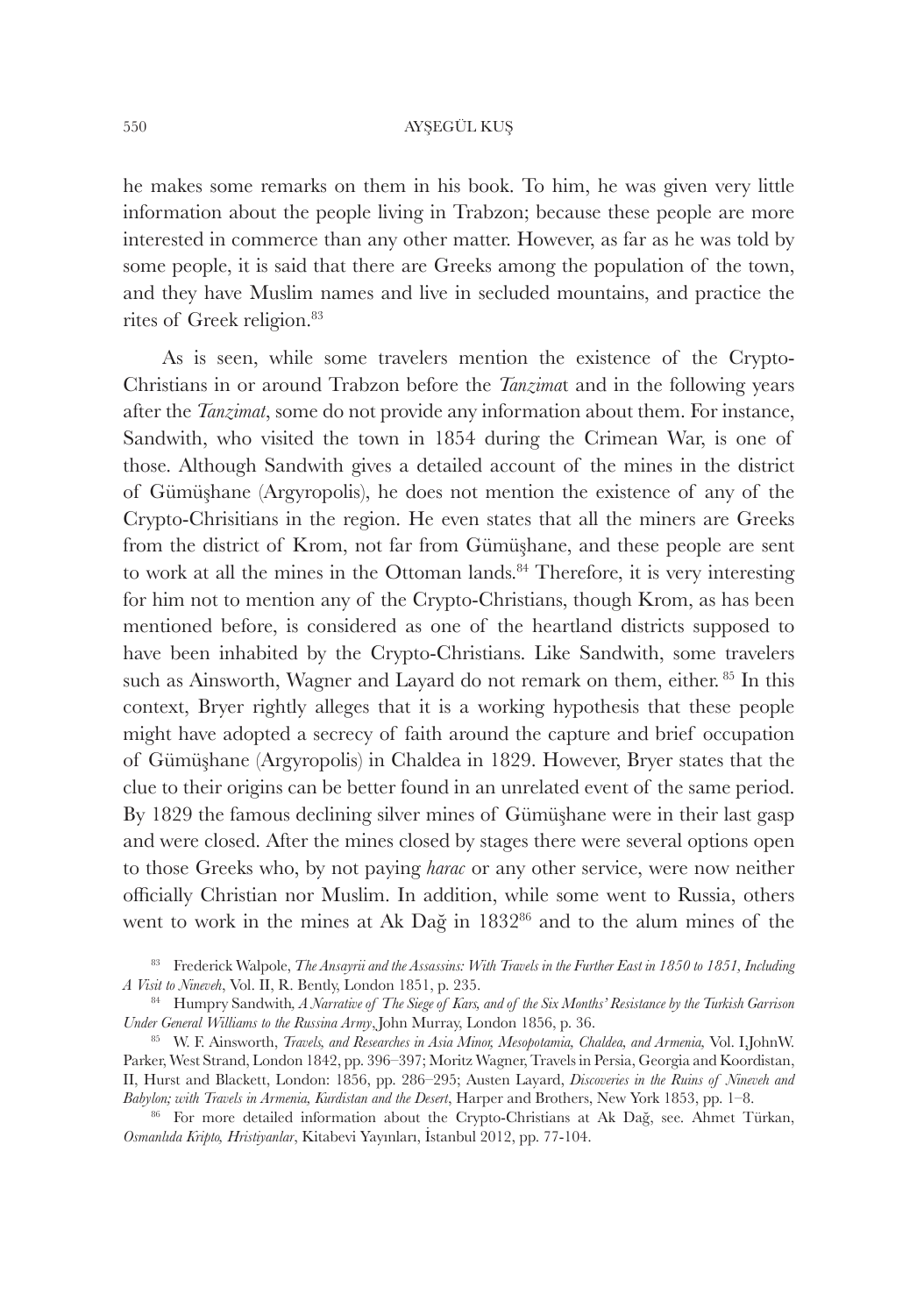he makes some remarks on them in his book. To him, he was given very little information about the people living in Trabzon; because these people are more interested in commerce than any other matter. However, as far as he was told by some people, it is said that there are Greeks among the population of the town, and they have Muslim names and live in secluded mountains, and practice the rites of Greek religion.[83]

As is seen, while some travelers mention the existence of the Crypto-Christians in or around Trabzon before the *Tanzima*t and in the following years after the *Tanzimat*, some do not provide any information about them. For instance, Sandwith, who visited the town in 1854 during the Crimean War, is one of those. Although Sandwith gives a detailed account of the mines in the district of Gümüşhane (Argyropolis), he does not mention the existence of any of the Crypto-Chrisitians in the region. He even states that all the miners are Greeks from the district of Krom, not far from Gümüşhane, and these people are sent to work at all the mines in the Ottoman lands.[84] Therefore, it is very interesting for him not to mention any of the Crypto-Christians, though Krom, as has been mentioned before, is considered as one of the heartland districts supposed to have been inhabited by the Crypto-Christians. Like Sandwith, some travelers such as Ainsworth, Wagner and Layard do not remark on them, either. [85] In this context, Bryer rightly alleges that it is a working hypothesis that these people might have adopted a secrecy of faith around the capture and brief occupation of Gümüşhane (Argyropolis) in Chaldea in 1829. However, Bryer states that the clue to their origins can be better found in an unrelated event of the same period. By 1829 the famous declining silver mines of Gümüşhane were in their last gasp and were closed. After the mines closed by stages there were several options open to those Greeks who, by not paying *harac* or any other service, were now neither officially Christian nor Muslim. In addition, while some went to Russia, others went to work in the mines at Ak Dağ in 1832[86] and to the alum mines of the

[83] Frederick Walpole, *The Ansayrii and the Assassins: With Travels in the Further East in 1850 to 1851, Including A Visit to Nineveh*, Vol. II, R. Bently, London 1851, p. 235.

[84] Humpry Sandwith, *A Narrative of The Siege of Kars, and of the Six Months' Resistance by the Turkish Garrison Under General Williams to the Russina Army*, John Murray, London 1856, p. 36.

[85] W. F. Ainsworth, *Travels, and Researches in Asia Minor, Mesopotamia, Chaldea, and Armenia,* Vol. I,JohnW. Parker, West Strand, London 1842, pp. 396–397; Moritz Wagner, Travels in Persia, Georgia and Koordistan, II, Hurst and Blackett, London: 1856, pp. 286–295; Austen Layard, *Discoveries in the Ruins of Nineveh and Babylon; with Travels in Armenia, Kurdistan and the Desert*, Harper and Brothers, New York 1853, pp. 1–8.

[86] For more detailed information about the Crypto-Christians at Ak Dağ, see. Ahmet Türkan, *Osmanlıda Kripto, Hristiyanlar*, Kitabevi Yayınları, İstanbul 2012, pp. 77-104.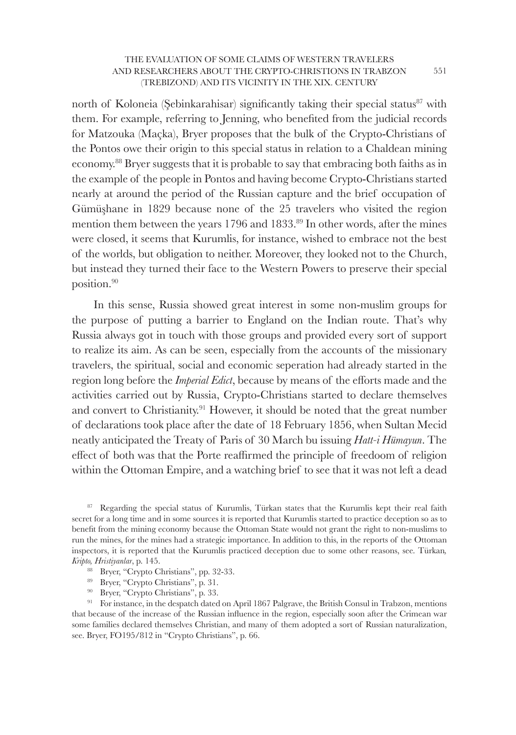north of Koloneia (Şebinkarahisar) significantly taking their special status[87] with them. For example, referring to Jenning, who benefited from the judicial records for Matzouka (Maçka), Bryer proposes that the bulk of the Crypto-Christians of the Pontos owe their origin to this special status in relation to a Chaldean mining economy.[88] Bryer suggests that it is probable to say that embracing both faiths as in the example of the people in Pontos and having become Crypto-Christians started nearly at around the period of the Russian capture and the brief occupation of Gümüşhane in 1829 because none of the 25 travelers who visited the region mention them between the years 1796 and 1833.[89] In other words, after the mines were closed, it seems that Kurumlis, for instance, wished to embrace not the best of the worlds, but obligation to neither. Moreover, they looked not to the Church, but instead they turned their face to the Western Powers to preserve their special position.[90]

In this sense, Russia showed great interest in some non-muslim groups for the purpose of putting a barrier to England on the Indian route. That's why Russia always got in touch with those groups and provided every sort of support to realize its aim. As can be seen, especially from the accounts of the missionary travelers, the spiritual, social and economic seperation had already started in the region long before the *Imperial Edict*, because by means of the efforts made and the activities carried out by Russia, Crypto-Christians started to declare themselves and convert to Christianity.[91] However, it should be noted that the great number of declarations took place after the date of 18 February 1856, when Sultan Mecid neatly anticipated the Treaty of Paris of 30 March bu issuing *Hatt-i Hümayun*. The effect of both was that the Porte reaffirmed the principle of freedoom of religion within the Ottoman Empire, and a watching brief to see that it was not left a dead

[87] Regarding the special status of Kurumlis, Türkan states that the Kurumlis kept their real faith secret for a long time and in some sources it is reported that Kurumlis started to practice deception so as to benefit from the mining economy because the Ottoman State would not grant the right to non-muslims to run the mines, for the mines had a strategic importance. In addition to this, in the reports of the Ottoman inspectors, it is reported that the Kurumlis practiced deception due to some other reasons, see. Türkan*, Kripto, Hristiyanlar*, p. 145.

[88] Bryer, "Crypto Christians", pp. 32-33.

[89] Bryer, "Crypto Christians", p. 31.

[90] Bryer, "Crypto Christians", p. 33.

[91] For instance, in the despatch dated on April 1867 Palgrave, the British Consul in Trabzon, mentions that because of the increase of the Russian influence in the region, especially soon after the Crimean war some families declared themselves Christian, and many of them adopted a sort of Russian naturalization, see. Bryer, FO195/812 in "Crypto Christians", p. 66.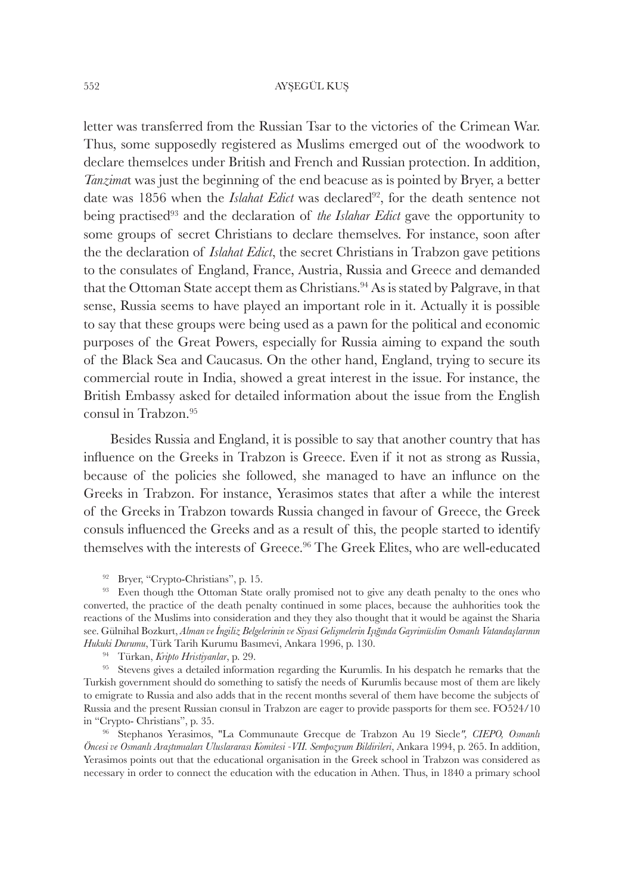letter was transferred from the Russian Tsar to the victories of the Crimean War. Thus, some supposedly registered as Muslims emerged out of the woodwork to declare themselces under British and French and Russian protection. In addition, *Tanzimat* was just the beginning of the end beacuse as is pointed by Bryer, a better date was 1856 when the *Islahat Edict* was declared[92], for the death sentence not being practised[93] and the declaration of *the Islahar Edict* gave the opportunity to some groups of secret Christians to declare themselves. For instance, soon after the the declaration of *Islahat Edict*, the secret Christians in Trabzon gave petitions to the consulates of England, France, Austria, Russia and Greece and demanded that the Ottoman State accept them as Christians.[94] As is stated by Palgrave, in that sense, Russia seems to have played an important role in it. Actually it is possible to say that these groups were being used as a pawn for the political and economic purposes of the Great Powers, especially for Russia aiming to expand the south of the Black Sea and Caucasus. On the other hand, England, trying to secure its commercial route in India, showed a great interest in the issue. For instance, the British Embassy asked for detailed information about the issue from the English consul in Trabzon.[95]

Besides Russia and England, it is possible to say that another country that has influence on the Greeks in Trabzon is Greece. Even if it not as strong as Russia, because of the policies she followed, she managed to have an influnce on the Greeks in Trabzon. For instance, Yerasimos states that after a while the interest of the Greeks in Trabzon towards Russia changed in favour of Greece, the Greek consuls influenced the Greeks and as a result of this, the people started to identify themselves with the interests of Greece.[96] The Greek Elites, who are well-educated

[92] Bryer, "Crypto-Christians", p. 15.

[93] Even though tthe Ottoman State orally promised not to give any death penalty to the ones who converted, the practice of the death penalty continued in some places, because the auhhorities took the reactions of the Muslims into consideration and they they also thought that it would be against the Sharia see. Gülnihal Bozkurt, *Alman ve İngiliz Belgelerinin ve Siyasi Gelişmelerin Işığında Gayrimüslim Osmanlı Vatandaşlarının Hukuki Durumu*, Türk Tarih Kurumu Basımevi, Ankara 1996, p. 130.

[94] Türkan, *Kripto Hristiyanlar*, p. 29.

[95] Stevens gives a detailed information regarding the Kurumlis. In his despatch he remarks that the Turkish government should do something to satisfy the needs of Kurumlis because most of them are likely to emigrate to Russia and also adds that in the recent months several of them have become the subjects of Russia and the present Russian cıonsul in Trabzon are eager to provide passports for them see. FO524/10 in "Crypto- Christians", p. 35.

[96] Stephanos Yerasimos, "La Communaute Grecque de Trabzon Au 19 Siecle*", CIEPO, Osmanlı Öncesi ve Osmanlı Araştımaları Uluslararası Komitesi -VII. Sempozyum Bildirileri*, Ankara 1994, p. 265. In addition, Yerasimos points out that the educational organisation in the Greek school in Trabzon was considered as necessary in order to connect the education with the education in Athen. Thus, in 1840 a primary school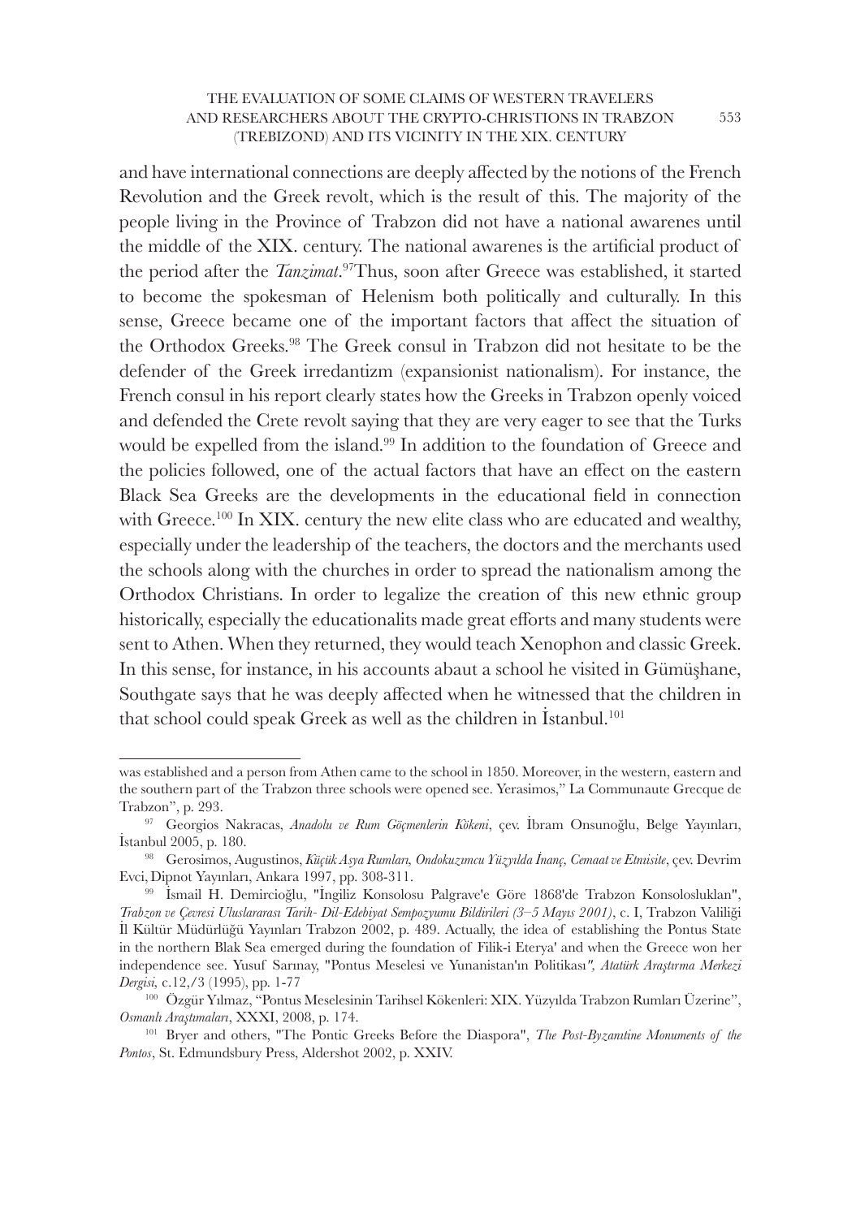and have international connections are deeply affected by the notions of the French Revolution and the Greek revolt, which is the result of this. The majority of the people living in the Province of Trabzon did not have a national awarenes until the middle of the XIX. century. The national awarenes is the artificial product of the period after the *Tanzimat*.[97]Thus, soon after Greece was established, it started to become the spokesman of Helenism both politically and culturally. In this sense, Greece became one of the important factors that affect the situation of the Orthodox Greeks.[98] The Greek consul in Trabzon did not hesitate to be the defender of the Greek irredantizm (expansionist nationalism). For instance, the French consul in his report clearly states how the Greeks in Trabzon openly voiced and defended the Crete revolt saying that they are very eager to see that the Turks would be expelled from the island.[99] In addition to the foundation of Greece and the policies followed, one of the actual factors that have an effect on the eastern Black Sea Greeks are the developments in the educational field in connection with Greece.[100] In XIX. century the new elite class who are educated and wealthy, especially under the leadership of the teachers, the doctors and the merchants used the schools along with the churches in order to spread the nationalism among the Orthodox Christians. In order to legalize the creation of this new ethnic group historically, especially the educationalits made great efforts and many students were sent to Athen. When they returned, they would teach Xenophon and classic Greek. In this sense, for instance, in his accounts abaut a school he visited in Gümüşhane, Southgate says that he was deeply affected when he witnessed that the children in that school could speak Greek as well as the children in İstanbul.[101]

---

was established and a person from Athen came to the school in 1850. Moreover, in the western, eastern and the southern part of the Trabzon three schools were opened see. Yerasimos," La Communaute Grecque de Trabzon", p. 293.

[97] Georgios Nakracas, *Anadolu ve Rum Göçmenlerin Kökeni*, çev. İbram Onsunoğlu, Belge Yayınları, İstanbul 2005, p. 180.

[98] Gerosimos, Augustinos, *Küçük Asya Rumları, Ondokuzıncu Yüzyılda İnanç, Cemaat ve Etnisite*, çev. Devrim Evci, Dipnot Yayınları, Ankara 1997, pp. 308-311.

[99] İsmail H. Demircioğlu, "İngiliz Konsolosu Palgrave'e Göre 1868'de Trabzon Konsolosluklan", *Trabzon ve Çevresi Uluslararası Tarih- Dil-Edebiyat Sempozyumu Bildirileri (3–5 Mayıs 2001)*, c. I, Trabzon Valiliği İl Kültür Müdürlüğü Yayınları Trabzon 2002, p. 489. Actually, the idea of establishing the Pontus State in the northern Blak Sea emerged during the foundation of Filik-i Eterya' and when the Greece won her independence see. Yusuf Sarınay, "Pontus Meselesi ve Yunanistan'ın Politikası*", Atatürk Araştırma Merkezi Dergisi*, c.12,/3 (1995), pp. 1-77

[100] Özgür Yılmaz, "Pontus Meselesinin Tarihsel Kökenleri: XIX. Yüzyılda Trabzon Rumları Üzerine", *Osmanlı Araştımaları*, XXXI, 2008, p. 174.

[101] Bryer and others, "The Pontic Greeks Before the Diaspora", *The Post-Byzantine Monuments of the Pontos*, St. Edmundsbury Press, Aldershot 2002, p. XXIV.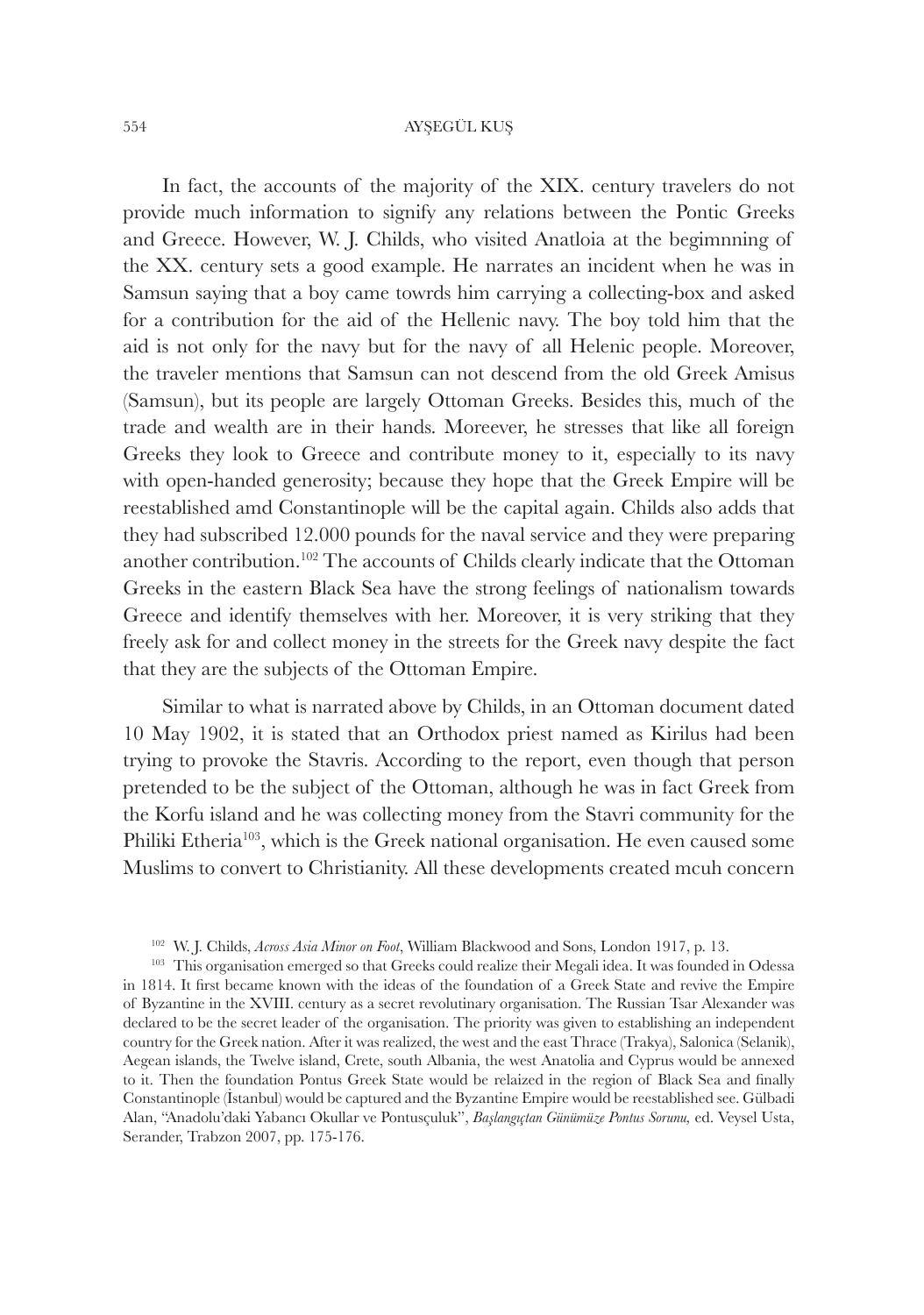In fact, the accounts of the majority of the XIX. century travelers do not provide much information to signify any relations between the Pontic Greeks and Greece. However, W. J. Childs, who visited Anatloia at the begimnning of the XX. century sets a good example. He narrates an incident when he was in Samsun saying that a boy came towrds him carrying a collecting-box and asked for a contribution for the aid of the Hellenic navy. The boy told him that the aid is not only for the navy but for the navy of all Helenic people. Moreover, the traveler mentions that Samsun can not descend from the old Greek Amisus (Samsun), but its people are largely Ottoman Greeks. Besides this, much of the trade and wealth are in their hands. Moreever, he stresses that like all foreign Greeks they look to Greece and contribute money to it, especially to its navy with open-handed generosity; because they hope that the Greek Empire will be reestablished amd Constantinople will be the capital again. Childs also adds that they had subscribed 12.000 pounds for the naval service and they were preparing another contribution.[102] The accounts of Childs clearly indicate that the Ottoman Greeks in the eastern Black Sea have the strong feelings of nationalism towards Greece and identify themselves with her. Moreover, it is very striking that they freely ask for and collect money in the streets for the Greek navy despite the fact that they are the subjects of the Ottoman Empire.

Similar to what is narrated above by Childs, in an Ottoman document dated 10 May 1902, it is stated that an Orthodox priest named as Kirilus had been trying to provoke the Stavris. According to the report, even though that person pretended to be the subject of the Ottoman, although he was in fact Greek from the Korfu island and he was collecting money from the Stavri community for the Philiki Etheria[103], which is the Greek national organisation. He even caused some Muslims to convert to Christianity. All these developments created mcuh concern

---

[102] W. J. Childs, *Across Asia Minor on Foot*, William Blackwood and Sons, London 1917, p. 13.

[103] This organisation emerged so that Greeks could realize their Megali idea. It was founded in Odessa in 1814. It first became known with the ideas of the foundation of a Greek State and revive the Empire of Byzantine in the XVIII. century as a secret revolutinary organisation. The Russian Tsar Alexander was declared to be the secret leader of the organisation. The priority was given to establishing an independent country for the Greek nation. After it was realized, the west and the east Thrace (Trakya), Salonica (Selanik), Aegean islands, the Twelve island, Crete, south Albania, the west Anatolia and Cyprus would be annexed to it. Then the foundation Pontus Greek State would be relaized in the region of Black Sea and finally Constantinople (İstanbul) would be captured and the Byzantine Empire would be reestablished see. Gülbadi Alan, "Anadolu'daki Yabancı Okullar ve Pontusçuluk", *Başlangıçtan Günümüze Pontus Sorunu,* ed. Veysel Usta, Serander, Trabzon 2007, pp. 175-176.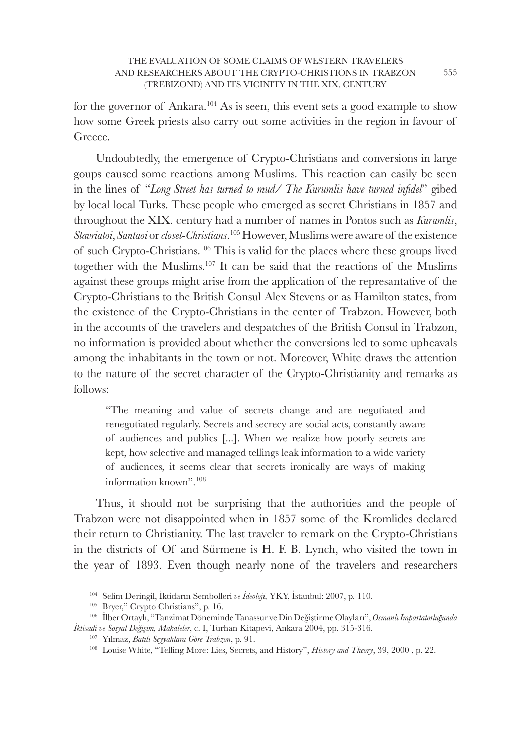for the governor of Ankara.[104] As is seen, this event sets a good example to show how some Greek priests also carry out some activities in the region in favour of Greece.

Undoubtedly, the emergence of Crypto-Christians and conversions in large goups caused some reactions among Muslims. This reaction can easily be seen in the lines of "*Long Street has turned to mud/ The Kurumlis have turned infidel*" gibed by local local Turks. These people who emerged as secret Christians in 1857 and throughout the XIX. century had a number of names in Pontos such as *Kurumlis*, *Stavriatoi*, *Santaoi* or *closet-Christians*.[105] However, Muslims were aware of the existence of such Crypto-Christians.[106] This is valid for the places where these groups lived together with the Muslims.[107] It can be said that the reactions of the Muslims against these groups might arise from the application of the represantative of the Crypto-Christians to the British Consul Alex Stevens or as Hamilton states, from the existence of the Crypto-Christians in the center of Trabzon. However, both in the accounts of the travelers and despatches of the British Consul in Trabzon, no information is provided about whether the conversions led to some upheavals among the inhabitants in the town or not. Moreover, White draws the attention to the nature of the secret character of the Crypto-Christianity and remarks as follows:

> "The meaning and value of secrets change and are negotiated and renegotiated regularly. Secrets and secrecy are social acts, constantly aware of audiences and publics [...]. When we realize how poorly secrets are kept, how selective and managed tellings leak information to a wide variety of audiences, it seems clear that secrets ironically are ways of making information known".[108]

Thus, it should not be surprising that the authorities and the people of Trabzon were not disappointed when in 1857 some of the Kromlides declared their return to Christianity. The last traveler to remark on the Crypto-Christians in the districts of Of and Sürmene is H. F. B. Lynch, who visited the town in the year of 1893. Even though nearly none of the travelers and researchers

---

[104] Selim Deringil, İktidarın Sembolleri *ve İdeoloji,* YKY, İstanbul: 2007, p. 110.

[105] Bryer," Crypto Christians", p. 16.

[106] İlber Ortaylı, "Tanzimat Döneminde Tanassur ve Din Değiştirme Olayları", *Osmanlı İmpartatorluğunda İktisadi ve Sosyal Değişim, Makaleler*, c. I, Turhan Kitapevi, Ankara 2004, pp. 315-316.

[107] Yılmaz, *Batılı Seyyahlara Göre Trabzon*, p. 91.

[108] Louise White, "Telling More: Lies, Secrets, and History", *History and Theory*, 39, 2000 , p. 22.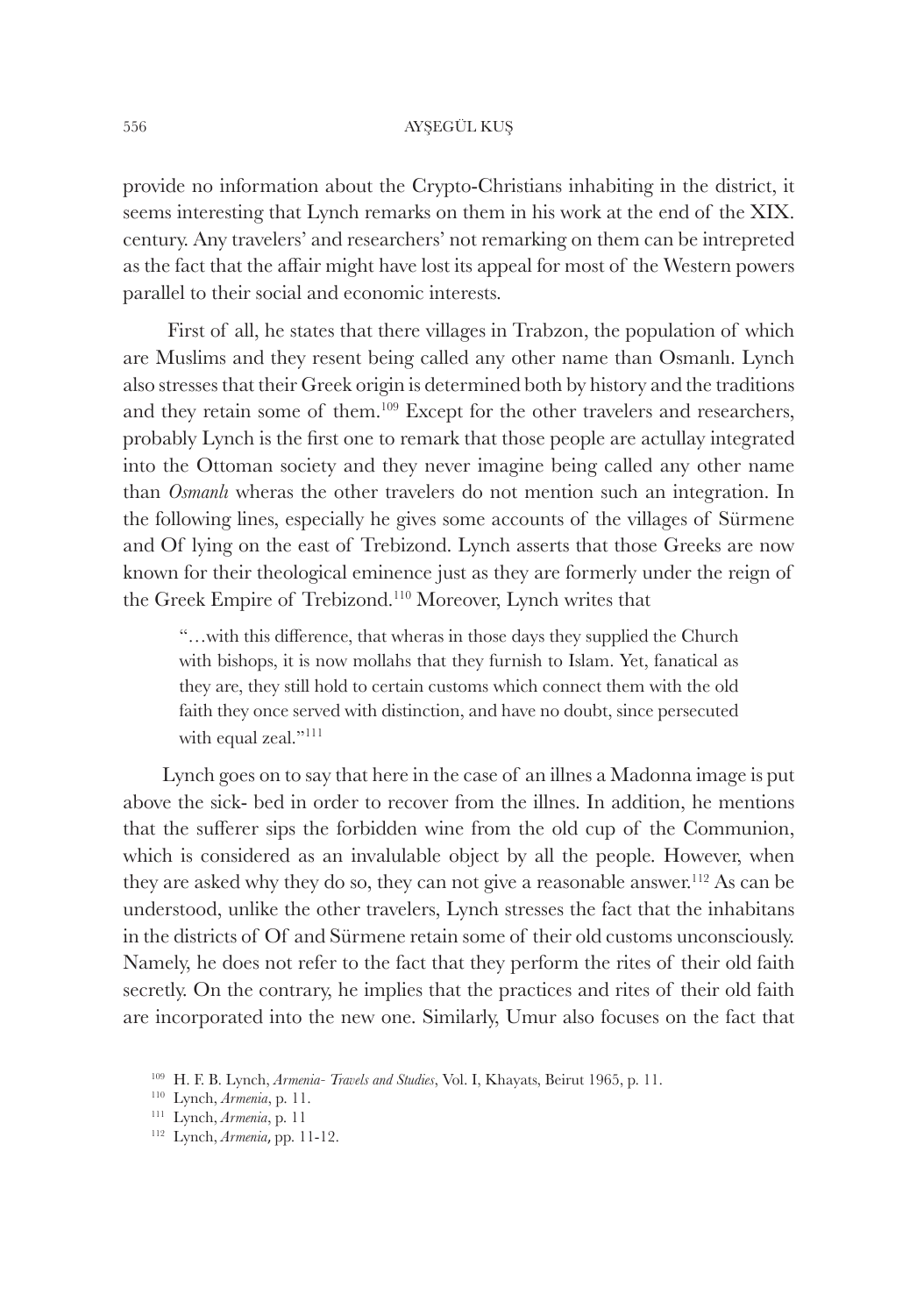provide no information about the Crypto-Christians inhabiting in the district, it seems interesting that Lynch remarks on them in his work at the end of the XIX. century. Any travelers' and researchers' not remarking on them can be intrepreted as the fact that the affair might have lost its appeal for most of the Western powers parallel to their social and economic interests.

First of all, he states that there villages in Trabzon, the population of which are Muslims and they resent being called any other name than Osmanlı. Lynch also stresses that their Greek origin is determined both by history and the traditions and they retain some of them.[109] Except for the other travelers and researchers, probably Lynch is the first one to remark that those people are actullay integrated into the Ottoman society and they never imagine being called any other name than *Osmanlı* wheras the other travelers do not mention such an integration. In the following lines, especially he gives some accounts of the villages of Sürmene and Of lying on the east of Trebizond. Lynch asserts that those Greeks are now known for their theological eminence just as they are formerly under the reign of the Greek Empire of Trebizond.[110] Moreover, Lynch writes that

> "…with this difference, that wheras in those days they supplied the Church with bishops, it is now mollahs that they furnish to Islam. Yet, fanatical as they are, they still hold to certain customs which connect them with the old faith they once served with distinction, and have no doubt, since persecuted with equal zeal."[111]

Lynch goes on to say that here in the case of an illnes a Madonna image is put above the sick- bed in order to recover from the illnes. In addition, he mentions that the sufferer sips the forbidden wine from the old cup of the Communion, which is considered as an invalulable object by all the people. However, when they are asked why they do so, they can not give a reasonable answer.[112] As can be understood, unlike the other travelers, Lynch stresses the fact that the inhabitans in the districts of Of and Sürmene retain some of their old customs unconsciously. Namely, he does not refer to the fact that they perform the rites of their old faith secretly. On the contrary, he implies that the practices and rites of their old faith are incorporated into the new one. Similarly, Umur also focuses on the fact that

[109] H. F. B. Lynch, *Armenia- Travels and Studies*, Vol. I, Khayats, Beirut 1965, p. 11.

[110] Lynch, *Armenia*, p. 11.

[111] Lynch, *Armenia*, p. 11

[112] Lynch, *Armenia*, pp. 11-12.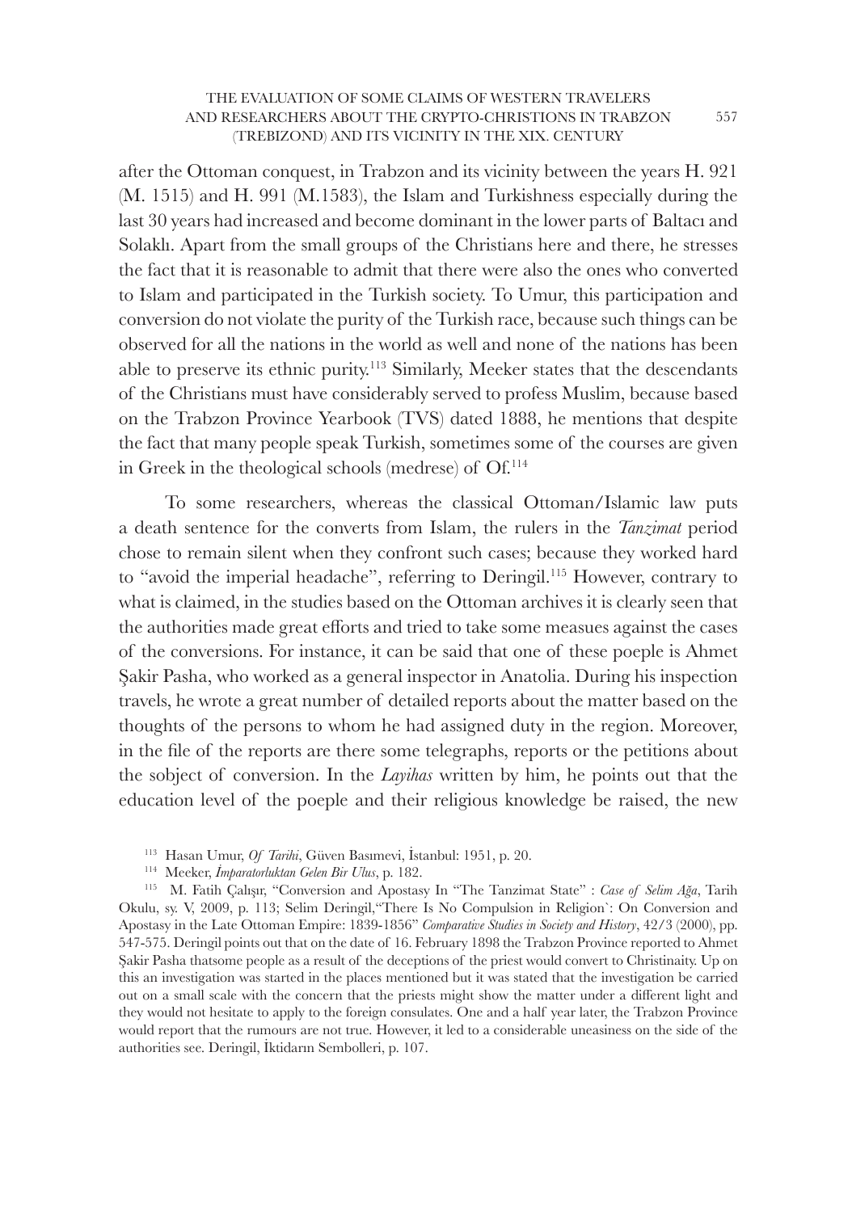after the Ottoman conquest, in Trabzon and its vicinity between the years H. 921 (M. 1515) and H. 991 (M.1583), the Islam and Turkishness especially during the last 30 years had increased and become dominant in the lower parts of Baltacı and Solaklı. Apart from the small groups of the Christians here and there, he stresses the fact that it is reasonable to admit that there were also the ones who converted to Islam and participated in the Turkish society. To Umur, this participation and conversion do not violate the purity of the Turkish race, because such things can be observed for all the nations in the world as well and none of the nations has been able to preserve its ethnic purity.[113] Similarly, Meeker states that the descendants of the Christians must have considerably served to profess Muslim, because based on the Trabzon Province Yearbook (TVS) dated 1888, he mentions that despite the fact that many people speak Turkish, sometimes some of the courses are given in Greek in the theological schools (medrese) of Of.[114]

To some researchers, whereas the classical Ottoman/Islamic law puts a death sentence for the converts from Islam, the rulers in the *Tanzimat* period chose to remain silent when they confront such cases; because they worked hard to "avoid the imperial headache", referring to Deringil.[115] However, contrary to what is claimed, in the studies based on the Ottoman archives it is clearly seen that the authorities made great efforts and tried to take some measues against the cases of the conversions. For instance, it can be said that one of these poeple is Ahmet Şakir Pasha, who worked as a general inspector in Anatolia. During his inspection travels, he wrote a great number of detailed reports about the matter based on the thoughts of the persons to whom he had assigned duty in the region. Moreover, in the file of the reports are there some telegraphs, reports or the petitions about the sobject of conversion. In the *Layihas* written by him, he points out that the education level of the poeple and their religious knowledge be raised, the new

[113] Hasan Umur, *Of Tarihi*, Güven Basımevi, İstanbul: 1951, p. 20.

[114] Meeker, *İmparatorluktan Gelen Bir Ulus*, p. 182.

[115] M. Fatih Çalışır, "Conversion and Apostasy In "The Tanzimat State" : *Case of Selim Ağa*, Tarih Okulu, sy. V, 2009, p. 113; Selim Deringil,"There Is No Compulsion in Religion`: On Conversion and Apostasy in the Late Ottoman Empire: 1839-1856" *Comparative Studies in Society and History*, 42/3 (2000), pp. 547-575. Deringil points out that on the date of 16. February 1898 the Trabzon Province reported to Ahmet Şakir Pasha thatsome people as a result of the deceptions of the priest would convert to Christinaity. Up on this an investigation was started in the places mentioned but it was stated that the investigation be carried out on a small scale with the concern that the priests might show the matter under a different light and they would not hesitate to apply to the foreign consulates. One and a half year later, the Trabzon Province would report that the rumours are not true. However, it led to a considerable uneasiness on the side of the authorities see. Deringil, İktidarın Sembolleri, p. 107.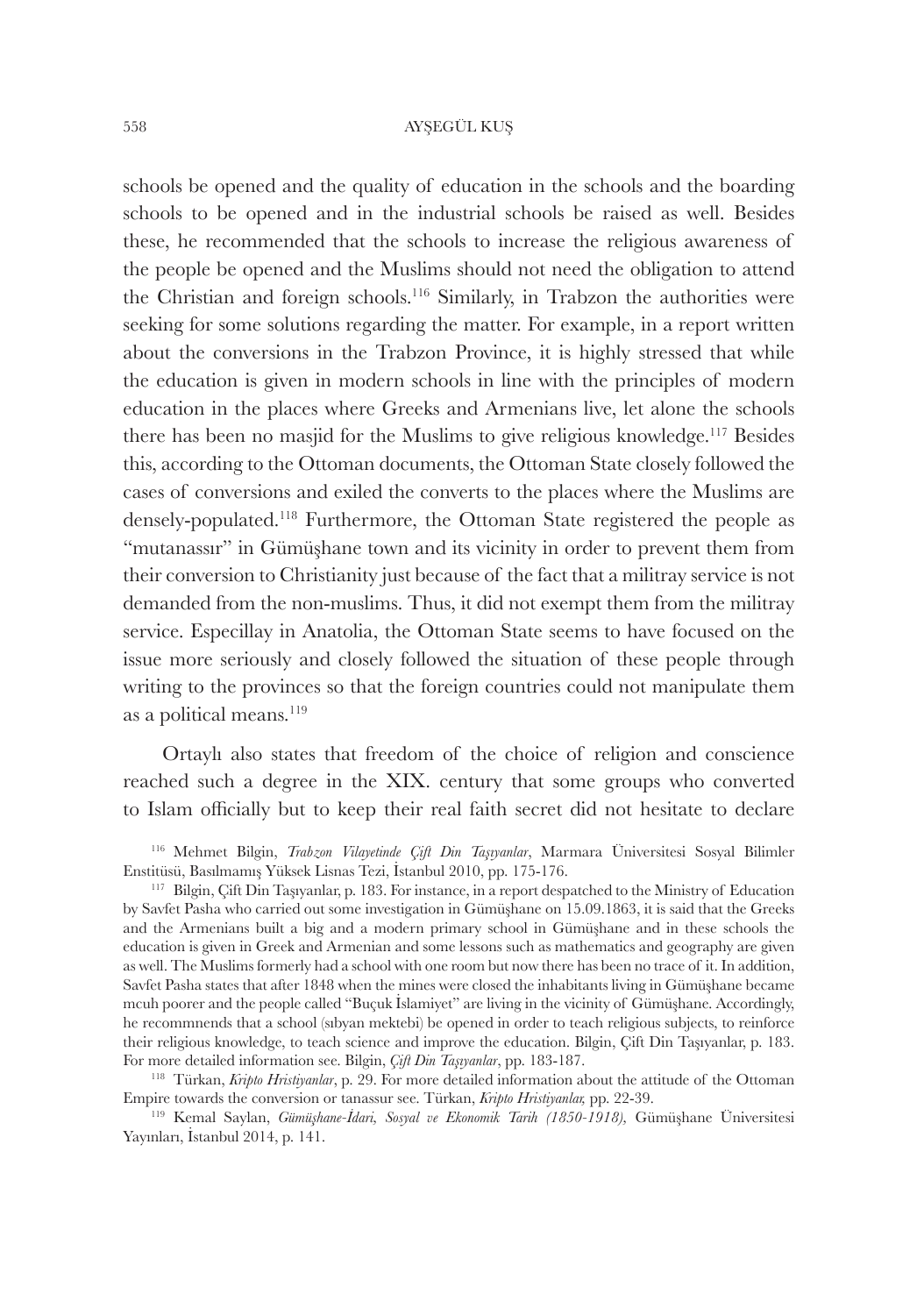schools be opened and the quality of education in the schools and the boarding schools to be opened and in the industrial schools be raised as well. Besides these, he recommended that the schools to increase the religious awareness of the people be opened and the Muslims should not need the obligation to attend the Christian and foreign schools.[116] Similarly, in Trabzon the authorities were seeking for some solutions regarding the matter. For example, in a report written about the conversions in the Trabzon Province, it is highly stressed that while the education is given in modern schools in line with the principles of modern education in the places where Greeks and Armenians live, let alone the schools there has been no masjid for the Muslims to give religious knowledge.[117] Besides this, according to the Ottoman documents, the Ottoman State closely followed the cases of conversions and exiled the converts to the places where the Muslims are densely-populated.[118] Furthermore, the Ottoman State registered the people as "mutanassır" in Gümüşhane town and its vicinity in order to prevent them from their conversion to Christianity just because of the fact that a militray service is not demanded from the non-muslims. Thus, it did not exempt them from the militray service. Especillay in Anatolia, the Ottoman State seems to have focused on the issue more seriously and closely followed the situation of these people through writing to the provinces so that the foreign countries could not manipulate them as a political means.[119]

Ortaylı also states that freedom of the choice of religion and conscience reached such a degree in the XIX. century that some groups who converted to Islam officially but to keep their real faith secret did not hesitate to declare

[116] Mehmet Bilgin, *Trabzon Vilayetinde Çift Din Taşıyanlar*, Marmara Üniversitesi Sosyal Bilimler Enstitüsü, Basılmamış Yüksek Lisnas Tezi, İstanbul 2010, pp. 175-176.

[117] Bilgin, Çift Din Taşıyanlar, p. 183. For instance, in a report despatched to the Ministry of Education by Savfet Pasha who carried out some investigation in Gümüşhane on 15.09.1863, it is said that the Greeks and the Armenians built a big and a modern primary school in Gümüşhane and in these schools the education is given in Greek and Armenian and some lessons such as mathematics and geography are given as well. The Muslims formerly had a school with one room but now there has been no trace of it. In addition, Savfet Pasha states that after 1848 when the mines were closed the inhabitants living in Gümüşhane became mcuh poorer and the people called "Buçuk İslamiyet" are living in the vicinity of Gümüşhane. Accordingly, he recommnends that a school (sıbyan mektebi) be opened in order to teach religious subjects, to reinforce their religious knowledge, to teach science and improve the education. Bilgin, Çift Din Taşıyanlar, p. 183. For more detailed information see. Bilgin, *Çift Din Taşıyanlar*, pp. 183-187.

[118] Türkan, *Kripto Hristiyanlar*, p. 29. For more detailed information about the attitude of the Ottoman Empire towards the conversion or tanassur see. Türkan, *Kripto Hristiyanlar,* pp. 22-39.

[119] Kemal Saylan, *Gümüşhane-İdari, Sosyal ve Ekonomik Tarih (1850-1918),* Gümüşhane Üniversitesi Yayınları, İstanbul 2014, p. 141.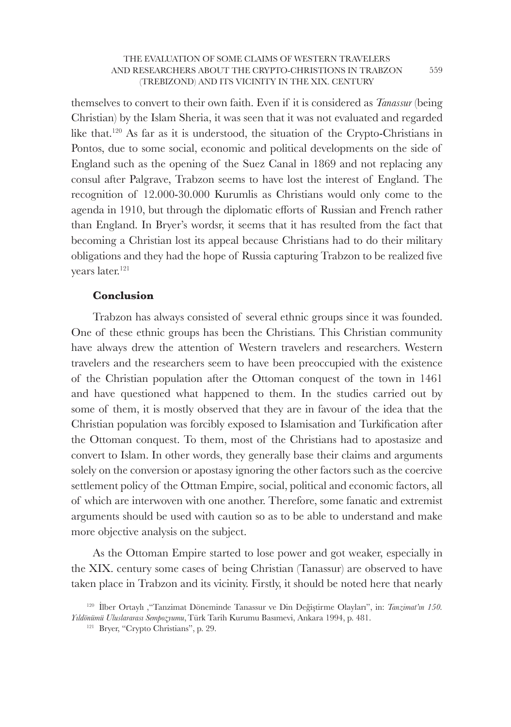themselves to convert to their own faith. Even if it is considered as *Tanassur* (being Christian) by the Islam Sheria, it was seen that it was not evaluated and regarded like that.[120] As far as it is understood, the situation of the Crypto-Christians in Pontos, due to some social, economic and political developments on the side of England such as the opening of the Suez Canal in 1869 and not replacing any consul after Palgrave, Trabzon seems to have lost the interest of England. The recognition of 12.000-30.000 Kurumlis as Christians would only come to the agenda in 1910, but through the diplomatic efforts of Russian and French rather than England. In Bryer's wordsr, it seems that it has resulted from the fact that becoming a Christian lost its appeal because Christians had to do their military obligations and they had the hope of Russia capturing Trabzon to be realized five years later.[121]

## Conclusion

Trabzon has always consisted of several ethnic groups since it was founded. One of these ethnic groups has been the Christians. This Christian community have always drew the attention of Western travelers and researchers. Western travelers and the researchers seem to have been preoccupied with the existence of the Christian population after the Ottoman conquest of the town in 1461 and have questioned what happened to them. In the studies carried out by some of them, it is mostly observed that they are in favour of the idea that the Christian population was forcibly exposed to Islamisation and Turkification after the Ottoman conquest. To them, most of the Christians had to apostasize and convert to Islam. In other words, they generally base their claims and arguments solely on the conversion or apostasy ignoring the other factors such as the coercive settlement policy of the Ottman Empire, social, political and economic factors, all of which are interwoven with one another. Therefore, some fanatic and extremist arguments should be used with caution so as to be able to understand and make more objective analysis on the subject.

As the Ottoman Empire started to lose power and got weaker, especially in the XIX. century some cases of being Christian (Tanassur) are observed to have taken place in Trabzon and its vicinity. Firstly, it should be noted here that nearly

[120] İlber Ortaylı ,"Tanzimat Döneminde Tanassur ve Din Değiştirme Olayları", in: *Tanzimat'ın 150. Yıldönümü Uluslararası Sempozyumu*, Türk Tarih Kurumu Basımevi, Ankara 1994, p. 481.

[121] Bryer, "Crypto Christians", p. 29.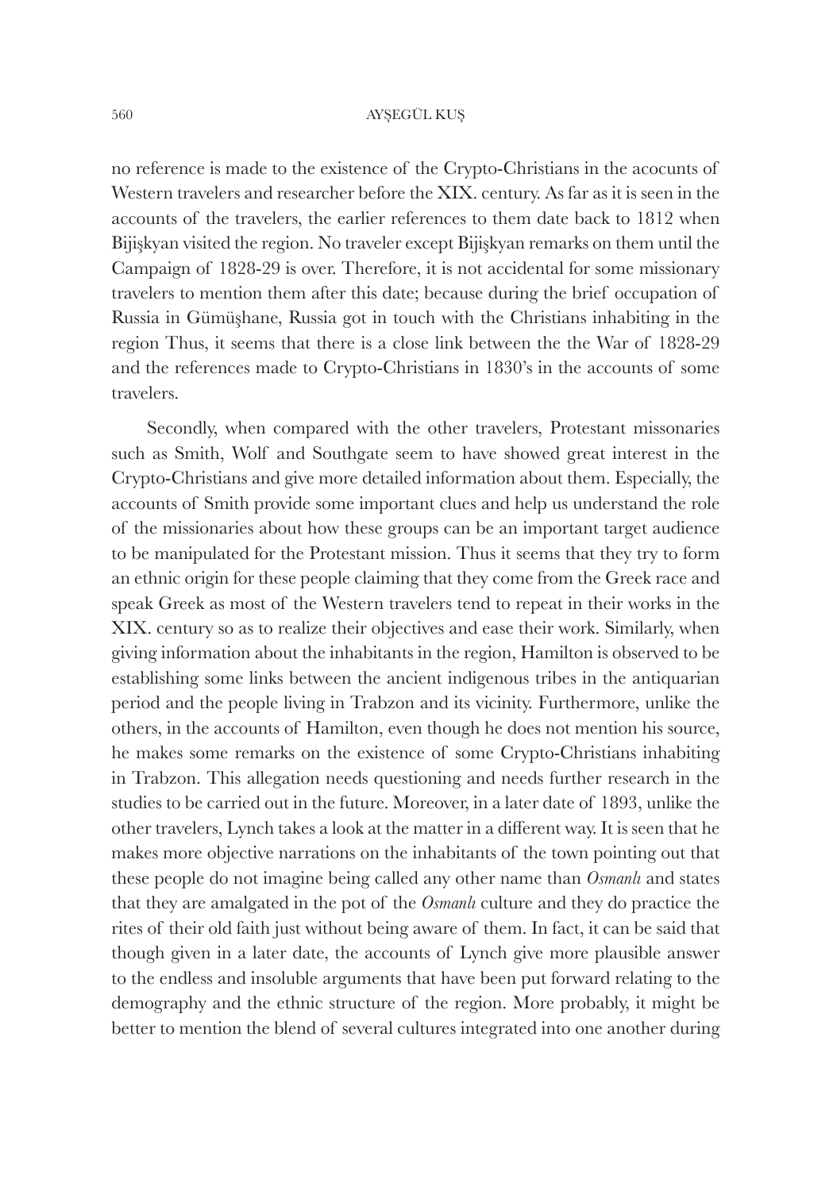no reference is made to the existence of the Crypto-Christians in the acocunts of Western travelers and researcher before the XIX. century. As far as it is seen in the accounts of the travelers, the earlier references to them date back to 1812 when Bijişkyan visited the region. No traveler except Bijişkyan remarks on them until the Campaign of 1828-29 is over. Therefore, it is not accidental for some missionary travelers to mention them after this date; because during the brief occupation of Russia in Gümüşhane, Russia got in touch with the Christians inhabiting in the region Thus, it seems that there is a close link between the the War of 1828-29 and the references made to Crypto-Christians in 1830's in the accounts of some travelers.

Secondly, when compared with the other travelers, Protestant missonaries such as Smith, Wolf and Southgate seem to have showed great interest in the Crypto-Christians and give more detailed information about them. Especially, the accounts of Smith provide some important clues and help us understand the role of the missionaries about how these groups can be an important target audience to be manipulated for the Protestant mission. Thus it seems that they try to form an ethnic origin for these people claiming that they come from the Greek race and speak Greek as most of the Western travelers tend to repeat in their works in the XIX. century so as to realize their objectives and ease their work. Similarly, when giving information about the inhabitants in the region, Hamilton is observed to be establishing some links between the ancient indigenous tribes in the antiquarian period and the people living in Trabzon and its vicinity. Furthermore, unlike the others, in the accounts of Hamilton, even though he does not mention his source, he makes some remarks on the existence of some Crypto-Christians inhabiting in Trabzon. This allegation needs questioning and needs further research in the studies to be carried out in the future. Moreover, in a later date of 1893, unlike the other travelers, Lynch takes a look at the matter in a different way. It is seen that he makes more objective narrations on the inhabitants of the town pointing out that these people do not imagine being called any other name than *Osmanlı* and states that they are amalgated in the pot of the *Osmanlı* culture and they do practice the rites of their old faith just without being aware of them. In fact, it can be said that though given in a later date, the accounts of Lynch give more plausible answer to the endless and insoluble arguments that have been put forward relating to the demography and the ethnic structure of the region. More probably, it might be better to mention the blend of several cultures integrated into one another during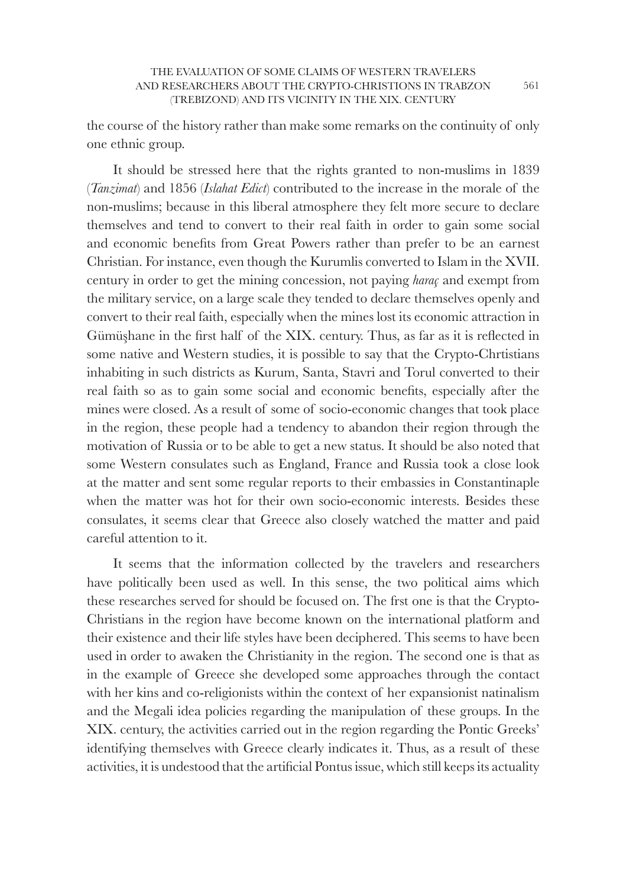the course of the history rather than make some remarks on the continuity of only one ethnic group.

It should be stressed here that the rights granted to non-muslims in 1839 (*Tanzimat*) and 1856 (*Islahat Edict*) contributed to the increase in the morale of the non-muslims; because in this liberal atmosphere they felt more secure to declare themselves and tend to convert to their real faith in order to gain some social and economic benefits from Great Powers rather than prefer to be an earnest Christian. For instance, even though the Kurumlis converted to Islam in the XVII. century in order to get the mining concession, not paying *haraç* and exempt from the military service, on a large scale they tended to declare themselves openly and convert to their real faith, especially when the mines lost its economic attraction in Gümüşhane in the first half of the XIX. century. Thus, as far as it is reflected in some native and Western studies, it is possible to say that the Crypto-Chrtistians inhabiting in such districts as Kurum, Santa, Stavri and Torul converted to their real faith so as to gain some social and economic benefits, especially after the mines were closed. As a result of some of socio-economic changes that took place in the region, these people had a tendency to abandon their region through the motivation of Russia or to be able to get a new status. It should be also noted that some Western consulates such as England, France and Russia took a close look at the matter and sent some regular reports to their embassies in Constantinaple when the matter was hot for their own socio-economic interests. Besides these consulates, it seems clear that Greece also closely watched the matter and paid careful attention to it.

It seems that the information collected by the travelers and researchers have politically been used as well. In this sense, the two political aims which these researches served for should be focused on. The frst one is that the Crypto-Christians in the region have become known on the international platform and their existence and their life styles have been deciphered. This seems to have been used in order to awaken the Christianity in the region. The second one is that as in the example of Greece she developed some approaches through the contact with her kins and co-religionists within the context of her expansionist natinalism and the Megali idea policies regarding the manipulation of these groups. In the XIX. century, the activities carried out in the region regarding the Pontic Greeks' identifying themselves with Greece clearly indicates it. Thus, as a result of these activities, it is undestood that the artificial Pontus issue, which still keeps its actuality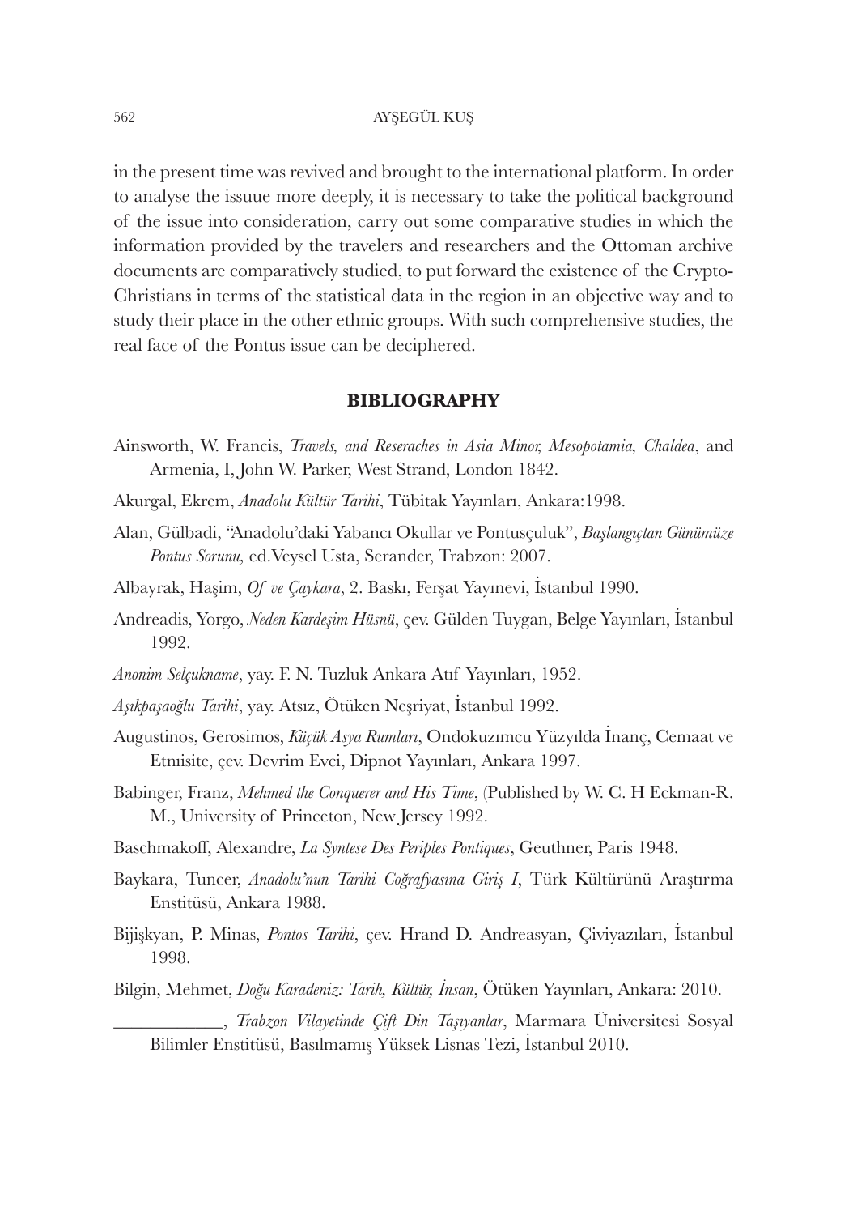in the present time was revived and brought to the international platform. In order to analyse the issuue more deeply, it is necessary to take the political background of the issue into consideration, carry out some comparative studies in which the information provided by the travelers and researchers and the Ottoman archive documents are comparatively studied, to put forward the existence of the Crypto-Christians in terms of the statistical data in the region in an objective way and to study their place in the other ethnic groups. With such comprehensive studies, the real face of the Pontus issue can be deciphered.

## BIBLIOGRAPHY

Ainsworth, W. Francis, *Travels, and Reseraches in Asia Minor, Mesopotamia, Chaldea*, and Armenia, I, John W. Parker, West Strand, London 1842.

Akurgal, Ekrem, *Anadolu Kültür Tarihi*, Tübitak Yayınları, Ankara:1998.

Alan, Gülbadi, "Anadolu'daki Yabancı Okullar ve Pontusçuluk", *Başlangıçtan Günümüze Pontus Sorunu,* ed.Veysel Usta, Serander, Trabzon: 2007.

Albayrak, Haşim, *Of ve Çaykara*, 2. Baskı, Ferşat Yayınevi, İstanbul 1990.

Andreadis, Yorgo, *Neden Kardeşim Hüsnü*, çev. Gülden Tuygan, Belge Yayınları, İstanbul 1992.

*Anonim Selçukname*, yay. F. N. Tuzluk Ankara Atıf Yayınları, 1952.

*Aşıkpaşaoğlu Tarihi*, yay. Atsız, Ötüken Neşriyat, İstanbul 1992.

Augustinos, Gerosimos, *Küçük Asya Rumları*, Ondokuzımcu Yüzyılda İnanç, Cemaat ve Etnıisite, çev. Devrim Evci, Dipnot Yayınları, Ankara 1997.

Babinger, Franz, *Mehmed the Conquerer and His Time*, (Published by W. C. H Eckman-R. M., University of Princeton, New Jersey 1992.

Baschmakoff, Alexandre, *La Syntese Des Periples Pontiques*, Geuthner, Paris 1948.

Baykara, Tuncer, *Anadolu'nun Tarihi Coğrafyasına Giriş I*, Türk Kültürünü Araştırma Enstitüsü, Ankara 1988.

Bijişkyan, P. Minas, *Pontos Tarihi*, çev. Hrand D. Andreasyan, Çiviyazıları, İstanbul 1998.

Bilgin, Mehmet, *Doğu Karadeniz: Tarih, Kültür, İnsan*, Ötüken Yayınları, Ankara: 2010.

\_\_\_\_\_\_\_\_\_\_\_\_, *Trabzon Vilayetinde Çift Din Taşıyanlar*, Marmara Üniversitesi Sosyal Bilimler Enstitüsü, Basılmamış Yüksek Lisnas Tezi, İstanbul 2010.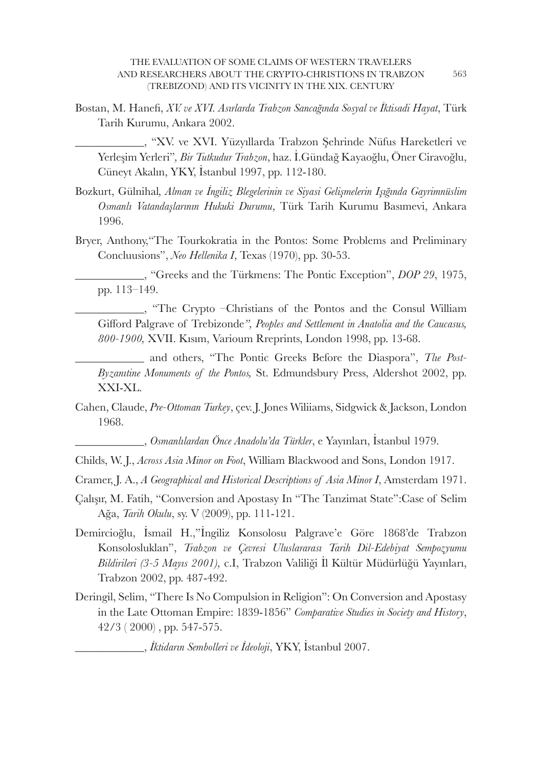Bostan, M. Hanefi, *XV. ve XVI. Asırlarda Trabzon Sancağında Sosyal ve İktisadi Hayat*, Türk Tarih Kurumu, Ankara 2002.

____________, "XV. ve XVI. Yüzyıllarda Trabzon Şehrinde Nüfus Hareketleri ve Yerleşim Yerleri", *Bir Tutkudur Trabzon*, haz. İ.Gündağ Kayaoğlu, Öner Ciravoğlu, Cüneyt Akalın, YKY, İstanbul 1997, pp. 112-180.

Bozkurt, Gülnihal*, Alman ve İngiliz Blegelerinin ve Siyasi Gelişmelerin Işığında Gayrimnüslim Osmanlı Vatandaşlarının Hukuki Durumu*, Türk Tarih Kurumu Basımevi, Ankara 1996.

Bryer, Anthony,"The Tourkokratia in the Pontos: Some Problems and Preliminary Concluusions", *Neo Hellenika I*, Texas (1970), pp. 30-53.

____________, "Greeks and the Türkmens: The Pontic Exception", *DOP 29*, 1975, pp. 113–149.

____________, "The Crypto –Christians of the Pontos and the Consul William Gifford Palgrave of Trebizonde*", Peoples and Settlement in Anatolia and the Caucasus, 800-1900,* XVII. Kısım, Varioum Rreprints, London 1998, pp. 13-68.

____________ and others, "The Pontic Greeks Before the Diaspora", *The Post-Byzantine Monuments of the Pontos,* St. Edmundsbury Press, Aldershot 2002, pp. XXI-XL.

Cahen, Claude, *Pre-Ottoman Turkey*, çev. J. Jones Wiliiams, Sidgwick & Jackson, London 1968.

____________, *Osmanlılardan Önce Anadolu'da Türkler*, e Yayınları, İstanbul 1979.

Childs, W. J., *Across Asia Minor on Foot*, William Blackwood and Sons, London 1917.

Cramer, J. A., *A Geographical and Historical Descriptions of Asia Minor I*, Amsterdam 1971.

Çalışır, M. Fatih, "Conversion and Apostasy In "The Tanzimat State":Case of Selim Ağa, *Tarih Okulu*, sy. V (2009), pp. 111-121.

Demircioğlu, İsmail H.,"İngiliz Konsolosu Palgrave'e Göre 1868'de Trabzon Konsolosluklan", *Trabzon ve Çevresi Uluslararası Tarih Dil-Edebiyat Sempozyumu Bildirileri (3-5 Mayıs 2001),* c.I, Trabzon Valiliği İl Kültür Müdürlüğü Yayınları, Trabzon 2002, pp. 487-492.

Deringil, Selim, "There Is No Compulsion in Religion": On Conversion and Apostasy in the Late Ottoman Empire: 1839-1856" *Comparative Studies in Society and History*, 42/3 ( 2000) , pp. 547-575.

____________, *İktidarın Sembolleri ve İdeoloji*, YKY, İstanbul 2007.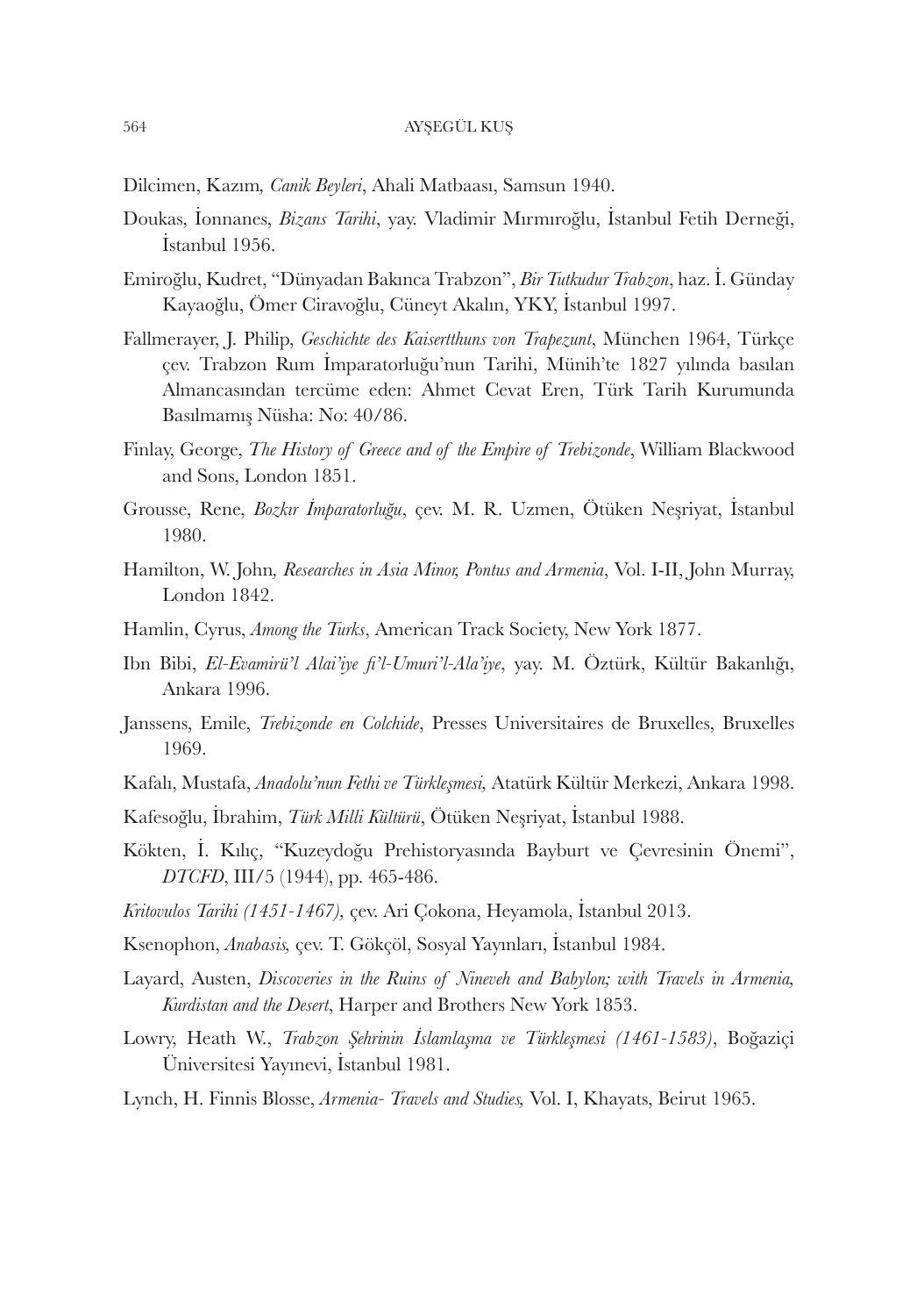Dilcimen, Kazım, *Canik Beyleri*, Ahali Matbaası, Samsun 1940.

Doukas, İonnanes, *Bizans Tarihi*, yay. Vladimir Mırmıroğlu, İstanbul Fetih Derneği, İstanbul 1956.

Emiroğlu, Kudret, "Dünyadan Bakınca Trabzon", *Bir Tutkudur Trabzon*, haz. İ. Günday Kayaoğlu, Ömer Ciravoğlu, Cüneyt Akalın, YKY, İstanbul 1997.

Fallmerayer, J. Philip, *Geschichte des Kaisertthuns von Trapezunt*, München 1964, Türkçe çev. Trabzon Rum İmparatorluğu'nun Tarihi, Münih'te 1827 yılında basılan Almancasından tercüme eden: Ahmet Cevat Eren, Türk Tarih Kurumunda Basılmamış Nüsha: No: 40/86.

Finlay, George, *The History of Greece and of the Empire of Trebizonde*, William Blackwood and Sons, London 1851.

Grousse, Rene, *Bozkır İmparatorluğu*, çev. M. R. Uzmen, Ötüken Neşriyat, İstanbul 1980.

Hamilton, W. John, *Researches in Asia Minor, Pontus and Armenia*, Vol. I-II, John Murray, London 1842.

Hamlin, Cyrus, *Among the Turks*, American Track Society, New York 1877.

Ibn Bibi, *El-Evamirü'l Alai'iye fi'l-Umuri'l-Ala'iye*, yay. M. Öztürk, Kültür Bakanlığı, Ankara 1996.

Janssens, Emile, *Trebizonde en Colchide*, Presses Universitaires de Bruxelles, Bruxelles 1969.

Kafalı, Mustafa, *Anadolu'nun Fethi ve Türkleşmesi,* Atatürk Kültür Merkezi, Ankara 1998.

Kafesoğlu, İbrahim, *Türk Milli Kültürü*, Ötüken Neşriyat, İstanbul 1988.

Kökten, İ. Kılıç, "Kuzeydoğu Prehistoryasında Bayburt ve Çevresinin Önemi", *DTCFD*, III/5 (1944), pp. 465-486.

*Kritovulos Tarihi (1451-1467),* çev. Ari Çokona, Heyamola, İstanbul 2013.

Ksenophon, *Anabasis,* çev. T. Gökçöl, Sosyal Yayınları, İstanbul 1984.

Layard, Austen, *Discoveries in the Ruins of Nineveh and Babylon; with Travels in Armenia, Kurdistan and the Desert*, Harper and Brothers New York 1853.

Lowry, Heath W., *Trabzon Şehrinin İslamlaşma ve Türkleşmesi (1461-1583)*, Boğaziçi Üniversitesi Yayınevi, İstanbul 1981.

Lynch, H. Finnis Blosse, *Armenia- Travels and Studies,* Vol. I, Khayats, Beirut 1965.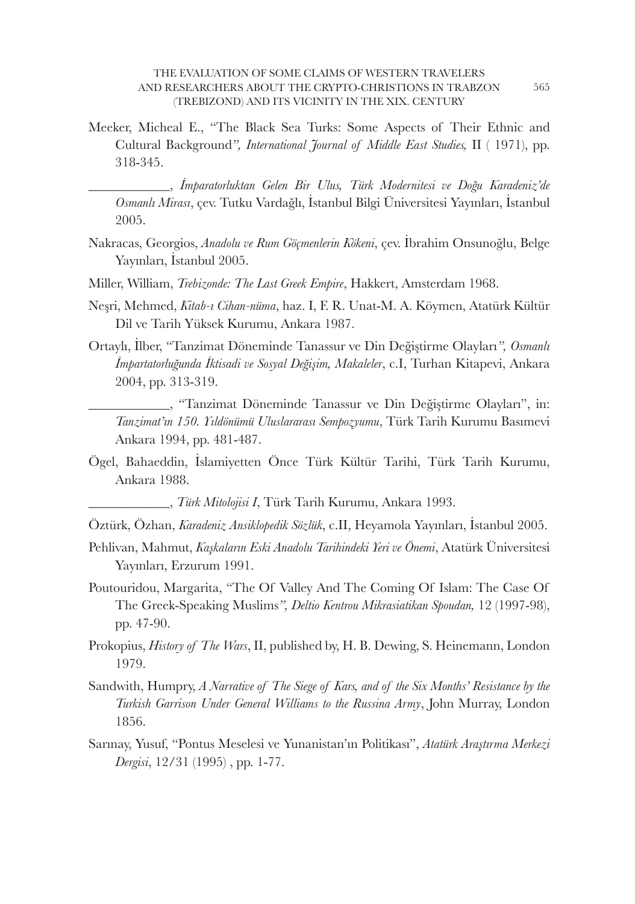Meeker, Micheal E., "The Black Sea Turks: Some Aspects of Their Ethnic and Cultural Background", *International Journal of Middle East Studies,* II ( 1971), pp. 318-345.

\_\_\_\_\_\_\_\_\_\_\_\_, *İmparatorluktan Gelen Bir Ulus, Türk Modernitesi ve Doğu Karadeniz'de Osmanlı Mirası*, çev. Tutku Vardağlı, İstanbul Bilgi Üniversitesi Yayınları, İstanbul 2005.

Nakracas, Georgios, *Anadolu ve Rum Göçmenlerin Kökeni*, çev. İbrahim Onsunoğlu, Belge Yayınları, İstanbul 2005.

Miller, William, *Trebizonde: The Last Greek Empire*, Hakkert, Amsterdam 1968.

Neşri, Mehmed, *Kitab-ı Cihan-nüma*, haz. I, F. R. Unat-M. A. Köymen, Atatürk Kültür Dil ve Tarih Yüksek Kurumu, Ankara 1987.

Ortaylı, İlber, "Tanzimat Döneminde Tanassur ve Din Değiştirme Olayları", *Osmanlı İmpartatorluğunda İktisadi ve Sosyal Değişim, Makaleler*, c.I, Turhan Kitapevi, Ankara 2004, pp. 313-319.

\_\_\_\_\_\_\_\_\_\_\_\_, "Tanzimat Döneminde Tanassur ve Din Değiştirme Olayları", in: *Tanzimat'ın 150. Yıldönümü Uluslararası Sempozyumu*, Türk Tarih Kurumu Basımevi Ankara 1994, pp. 481-487.

Ögel, Bahaeddin, İslamiyetten Önce Türk Kültür Tarihi, Türk Tarih Kurumu, Ankara 1988.

\_\_\_\_\_\_\_\_\_\_\_\_, *Türk Mitolojisi I*, Türk Tarih Kurumu, Ankara 1993.

Öztürk, Özhan, *Karadeniz Ansiklopedik Sözlük*, c.II, Heyamola Yayınları, İstanbul 2005.

Pehlivan, Mahmut, *Kaşkaların Eski Anadolu Tarihindeki Yeri ve Önemi*, Atatürk Üniversitesi Yayınları, Erzurum 1991.

Poutouridou, Margarita, "The Of Valley And The Coming Of Islam: The Case Of The Greek-Speaking Muslims", *Deltio Kentrou Mikrasiatikan Spoudan,* 12 (1997-98), pp. 47-90.

Prokopius, *History of The Wars*, II, published by, H. B. Dewing, S. Heinemann, London 1979.

Sandwith, Humpry, *A Narrative of The Siege of Kars, and of the Six Months' Resistance by the Turkish Garrison Under General Williams to the Russina Army*, John Murray, London 1856.

Sarınay, Yusuf, "Pontus Meselesi ve Yunanistan'ın Politikası", *Atatürk Araştırma Merkezi Dergisi*, 12/31 (1995) , pp. 1-77.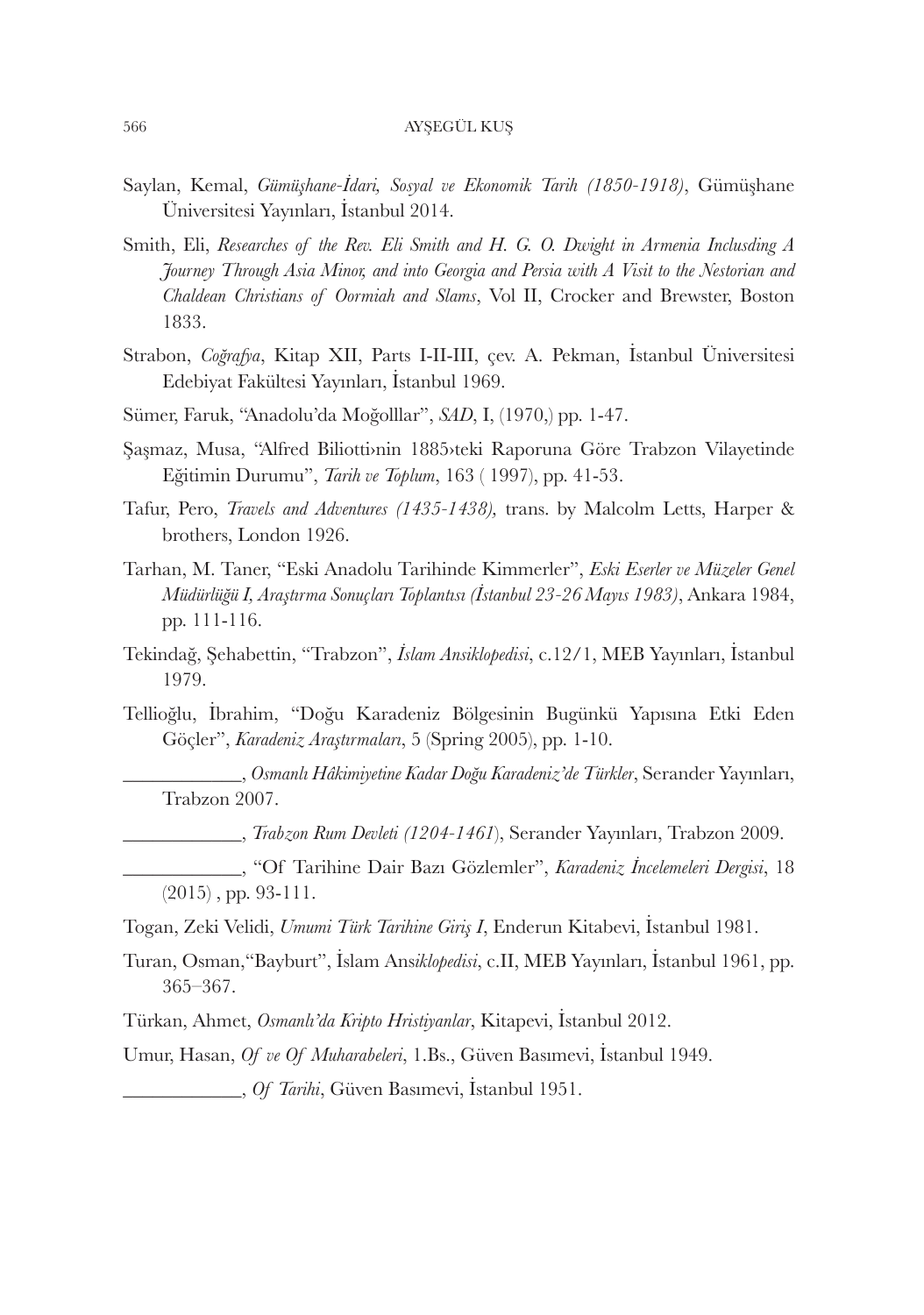Saylan, Kemal, *Gümüşhane-İdari, Sosyal ve Ekonomik Tarih (1850-1918)*, Gümüşhane Üniversitesi Yayınları, İstanbul 2014.

Smith, Eli, *Researches of the Rev. Eli Smith and H. G. O. Dwight in Armenia Inclusding A Journey Through Asia Minor, and into Georgia and Persia with A Visit to the Nestorian and Chaldean Christians of Oormiah and Slams*, Vol II, Crocker and Brewster, Boston 1833.

Strabon, *Coğrafya*, Kitap XII, Parts I-II-III, çev. A. Pekman, İstanbul Üniversitesi Edebiyat Fakültesi Yayınları, İstanbul 1969.

Sümer, Faruk, "Anadolu'da Moğolllar", *SAD*, I, (1970,) pp. 1-47.

Şaşmaz, Musa, "Alfred Biliotti›nin 1885›teki Raporuna Göre Trabzon Vilayetinde Eğitimin Durumu", *Tarih ve Toplum*, 163 ( 1997), pp. 41-53.

Tafur, Pero, *Travels and Adventures (1435-1438),* trans. by Malcolm Letts, Harper & brothers, London 1926.

Tarhan, M. Taner, "Eski Anadolu Tarihinde Kimmerler", *Eski Eserler ve Müzeler Genel Müdürlüğü I, Araştırma Sonuçları Toplantısı (İstanbul 23-26 Mayıs 1983)*, Ankara 1984, pp. 111-116.

Tekindağ, Şehabettin, "Trabzon", *İslam Ansiklopedisi*, c.12/1, MEB Yayınları, İstanbul 1979.

Tellioğlu, İbrahim, "Doğu Karadeniz Bölgesinin Bugünkü Yapısına Etki Eden Göçler", *Karadeniz Araştırmaları*, 5 (Spring 2005), pp. 1-10.

____________, *Osmanlı Hâkimiyetine Kadar Doğu Karadeniz'de Türkler*, Serander Yayınları, Trabzon 2007.

____________, *Trabzon Rum Devleti (1204-1461*), Serander Yayınları, Trabzon 2009.

____________, "Of Tarihine Dair Bazı Gözlemler", *Karadeniz İncelemeleri Dergisi*, 18 (2015) , pp. 93-111.

Togan, Zeki Velidi, *Umumi Türk Tarihine Giriş I*, Enderun Kitabevi, İstanbul 1981.

Turan, Osman,"Bayburt", İslam Ans*iklopedisi*, c.II, MEB Yayınları, İstanbul 1961, pp. 365–367.

Türkan, Ahmet, *Osmanlı'da Kripto Hristiyanlar*, Kitapevi, İstanbul 2012.

Umur, Hasan, *Of ve Of Muharabeleri*, 1.Bs., Güven Basımevi, İstanbul 1949.

____________, *Of Tarihi*, Güven Basımevi, İstanbul 1951.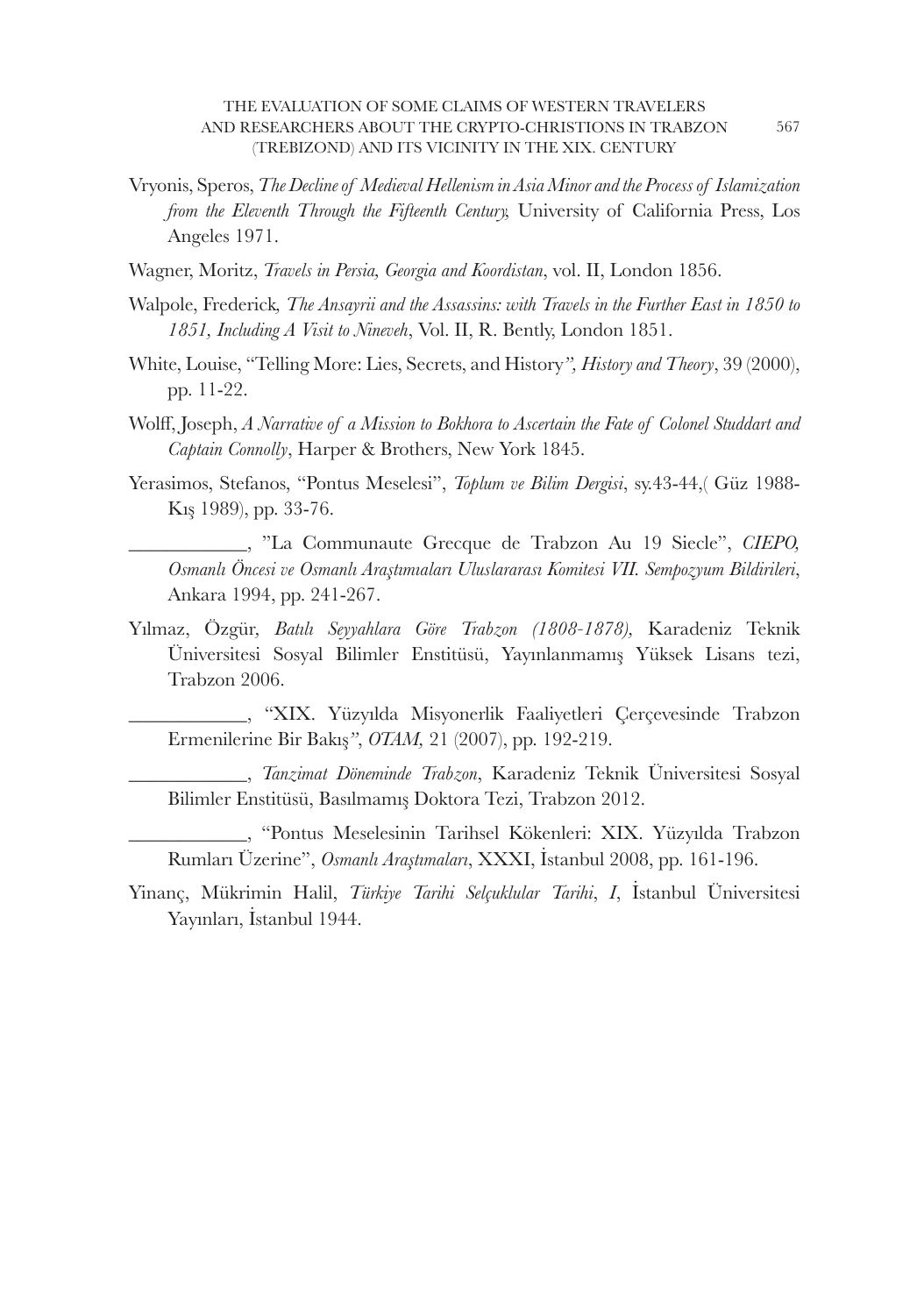Vryonis, Speros, *The Decline of Medieval Hellenism in Asia Minor and the Process of Islamization from the Eleventh Through the Fifteenth Century,* University of California Press, Los Angeles 1971.

Wagner, Moritz, *Travels in Persia, Georgia and Koordistan*, vol. II, London 1856.

Walpole, Frederick*, The Ansayrii and the Assassins: with Travels in the Further East in 1850 to 1851, Including A Visit to Nineveh*, Vol. II, R. Bently, London 1851.

White, Louise, "Telling More: Lies, Secrets, and History*", History and Theory*, 39 (2000), pp. 11-22.

Wolff, Joseph, *A Narrative of a Mission to Bokhora to Ascertain the Fate of Colonel Studdart and Captain Connolly*, Harper & Brothers, New York 1845.

Yerasimos, Stefanos, "Pontus Meselesi", *Toplum ve Bilim Dergisi*, sy.43-44,( Güz 1988-Kış 1989), pp. 33-76.

____________, "La Communaute Grecque de Trabzon Au 19 Siecle", *CIEPO, Osmanlı Öncesi ve Osmanlı Araştımıaları Uluslararası Komitesi VII. Sempozyum Bildirileri*, Ankara 1994, pp. 241-267.

Yılmaz, Özgür, *Batılı Seyyahlara Göre Trabzon (1808-1878),* Karadeniz Teknik Üniversitesi Sosyal Bilimler Enstitüsü, Yayınlanmamış Yüksek Lisans tezi, Trabzon 2006.

____________, "XIX. Yüzyılda Misyonerlik Faaliyetleri Çerçevesinde Trabzon Ermenilerine Bir Bakış*", OTAM,* 21 (2007), pp. 192-219.

____________, *Tanzimat Döneminde Trabzon*, Karadeniz Teknik Üniversitesi Sosyal Bilimler Enstitüsü, Basılmamış Doktora Tezi, Trabzon 2012.

____________, "Pontus Meselesinin Tarihsel Kökenleri: XIX. Yüzyılda Trabzon Rumları Üzerine", *Osmanlı Araştımaları*, XXXI, İstanbul 2008, pp. 161-196.

Yinanç, Mükrimin Halil, *Türkiye Tarihi Selçuklular Tarihi*, *I*, İstanbul Üniversitesi Yayınları, İstanbul 1944.